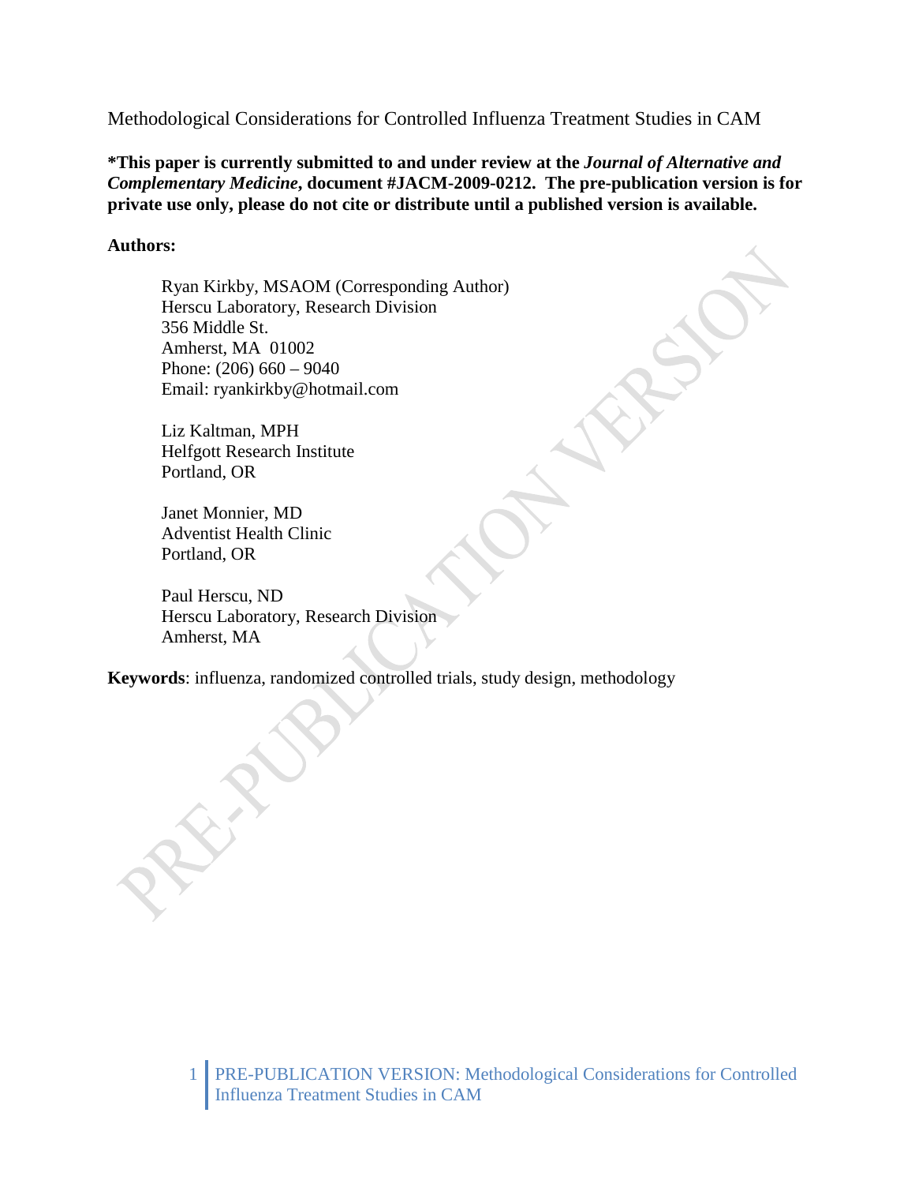# Methodological Considerations for Controlled Influenza Treatment Studies in CAM

**\*This paper is currently submitted to and under review at the *Journal of Alternative and Complementary Medicine*, document #JACM-2009-0212. The pre-publication version is for private use only, please do not cite or distribute until a published version is available.**

**Authors:**

Ryan Kirkby, MSAOM (Corresponding Author)
Herscu Laboratory, Research Division
356 Middle St.
Amherst, MA 01002
Phone: (206) 660 – 9040
Email: ryankirkby@hotmail.com

Liz Kaltman, MPH
Helfgott Research Institute
Portland, OR

Janet Monnier, MD
Adventist Health Clinic
Portland, OR

Paul Herscu, ND
Herscu Laboratory, Research Division
Amherst, MA

**Keywords**: influenza, randomized controlled trials, study design, methodology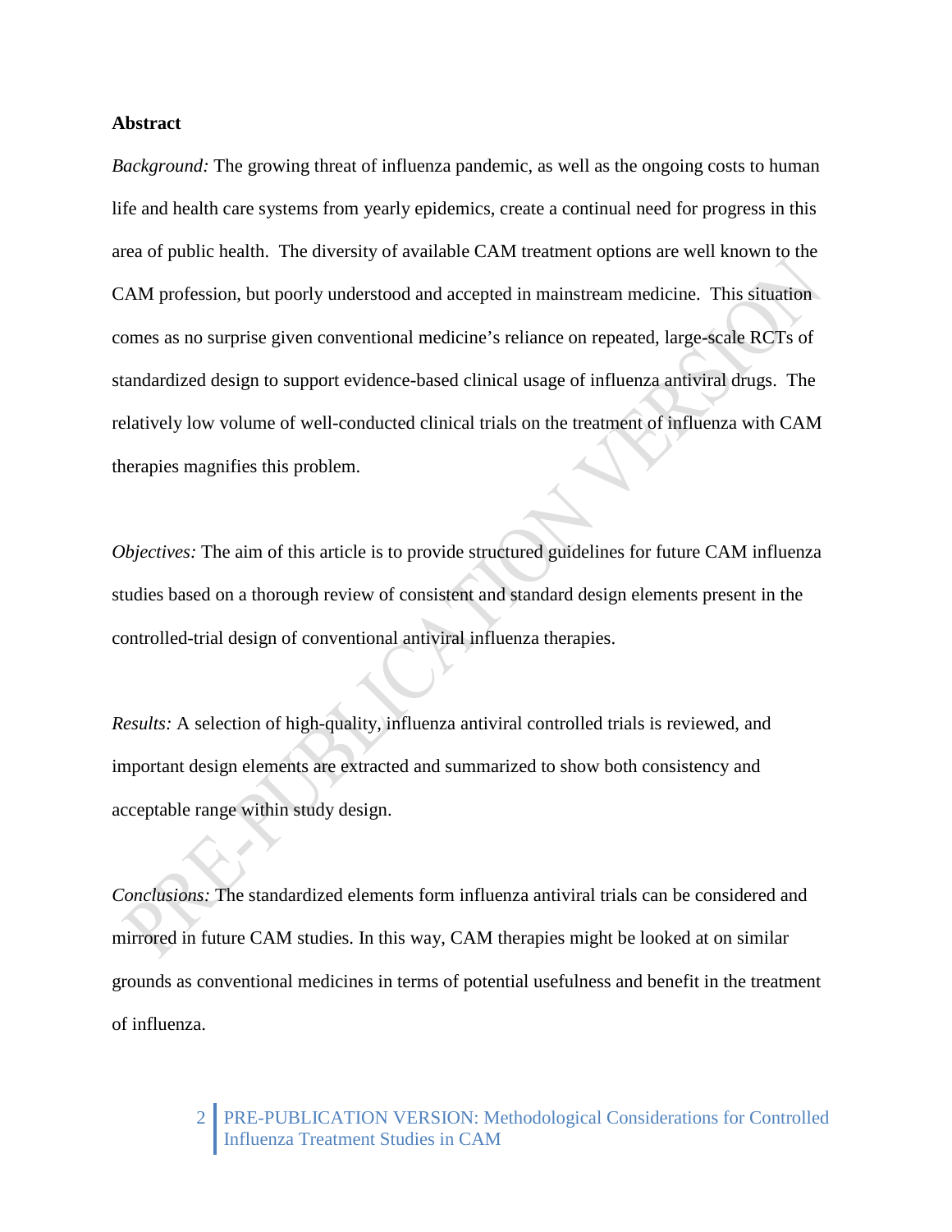**Abstract**

*Background:* The growing threat of influenza pandemic, as well as the ongoing costs to human life and health care systems from yearly epidemics, create a continual need for progress in this area of public health. The diversity of available CAM treatment options are well known to the CAM profession, but poorly understood and accepted in mainstream medicine. This situation comes as no surprise given conventional medicine's reliance on repeated, large-scale RCTs of standardized design to support evidence-based clinical usage of influenza antiviral drugs. The relatively low volume of well-conducted clinical trials on the treatment of influenza with CAM therapies magnifies this problem.

*Objectives:* The aim of this article is to provide structured guidelines for future CAM influenza studies based on a thorough review of consistent and standard design elements present in the controlled-trial design of conventional antiviral influenza therapies.

*Results:* A selection of high-quality, influenza antiviral controlled trials is reviewed, and important design elements are extracted and summarized to show both consistency and acceptable range within study design.

*Conclusions:* The standardized elements form influenza antiviral trials can be considered and mirrored in future CAM studies. In this way, CAM therapies might be looked at on similar grounds as conventional medicines in terms of potential usefulness and benefit in the treatment of influenza.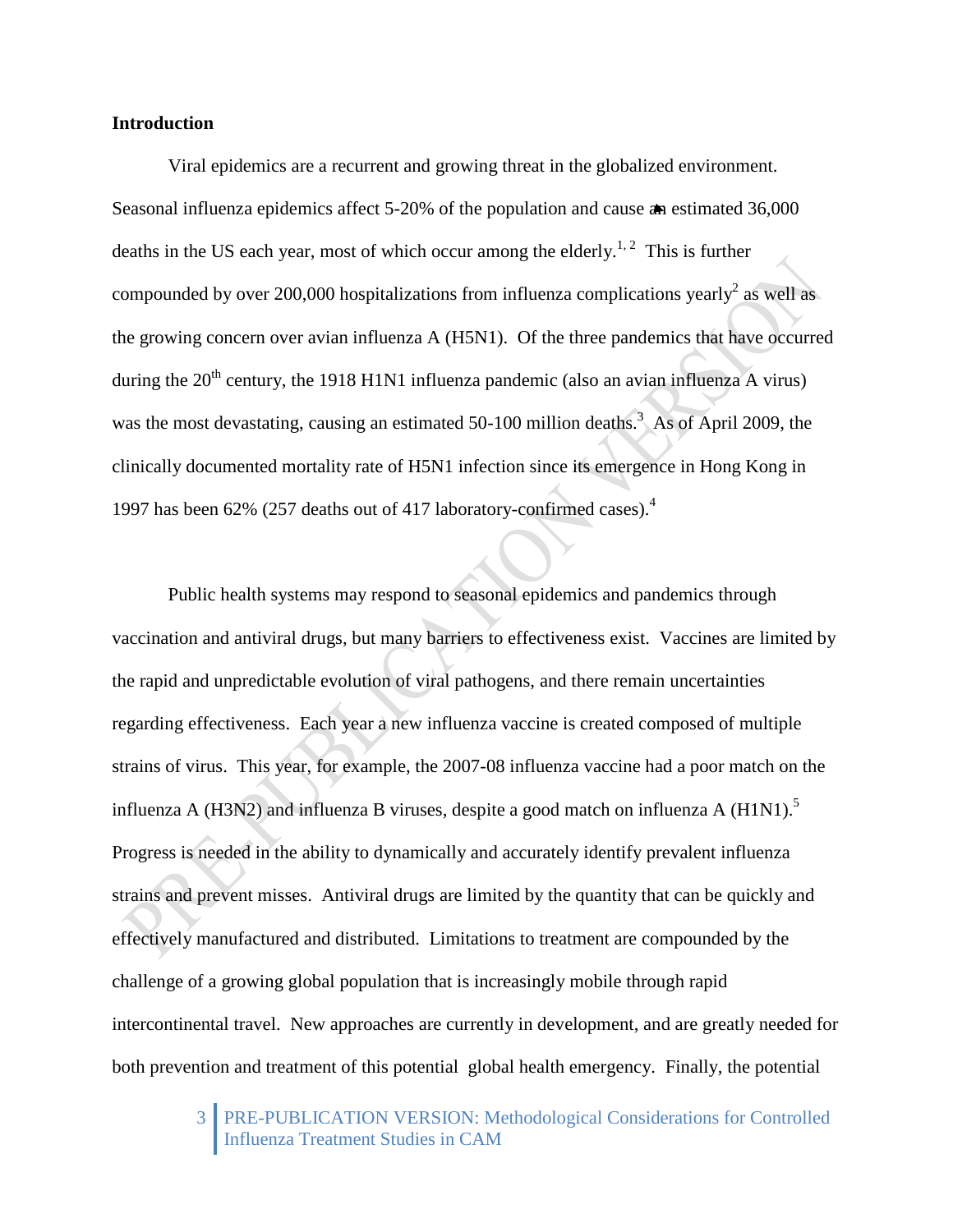**Introduction**

Viral epidemics are a recurrent and growing threat in the globalized environment. Seasonal influenza epidemics affect 5-20% of the population and cause an estimated 36,000 deaths in the US each year, most of which occur among the elderly.[1, 2] This is further compounded by over 200,000 hospitalizations from influenza complications yearly[2] as well as the growing concern over avian influenza A (H5N1). Of the three pandemics that have occurred during the 20th century, the 1918 H1N1 influenza pandemic (also an avian influenza A virus) was the most devastating, causing an estimated 50-100 million deaths.[3] As of April 2009, the clinically documented mortality rate of H5N1 infection since its emergence in Hong Kong in 1997 has been 62% (257 deaths out of 417 laboratory-confirmed cases).[4]

Public health systems may respond to seasonal epidemics and pandemics through vaccination and antiviral drugs, but many barriers to effectiveness exist. Vaccines are limited by the rapid and unpredictable evolution of viral pathogens, and there remain uncertainties regarding effectiveness. Each year a new influenza vaccine is created composed of multiple strains of virus. This year, for example, the 2007-08 influenza vaccine had a poor match on the influenza A (H3N2) and influenza B viruses, despite a good match on influenza A (H1N1).[5] Progress is needed in the ability to dynamically and accurately identify prevalent influenza strains and prevent misses. Antiviral drugs are limited by the quantity that can be quickly and effectively manufactured and distributed. Limitations to treatment are compounded by the challenge of a growing global population that is increasingly mobile through rapid intercontinental travel. New approaches are currently in development, and are greatly needed for both prevention and treatment of this potential global health emergency. Finally, the potential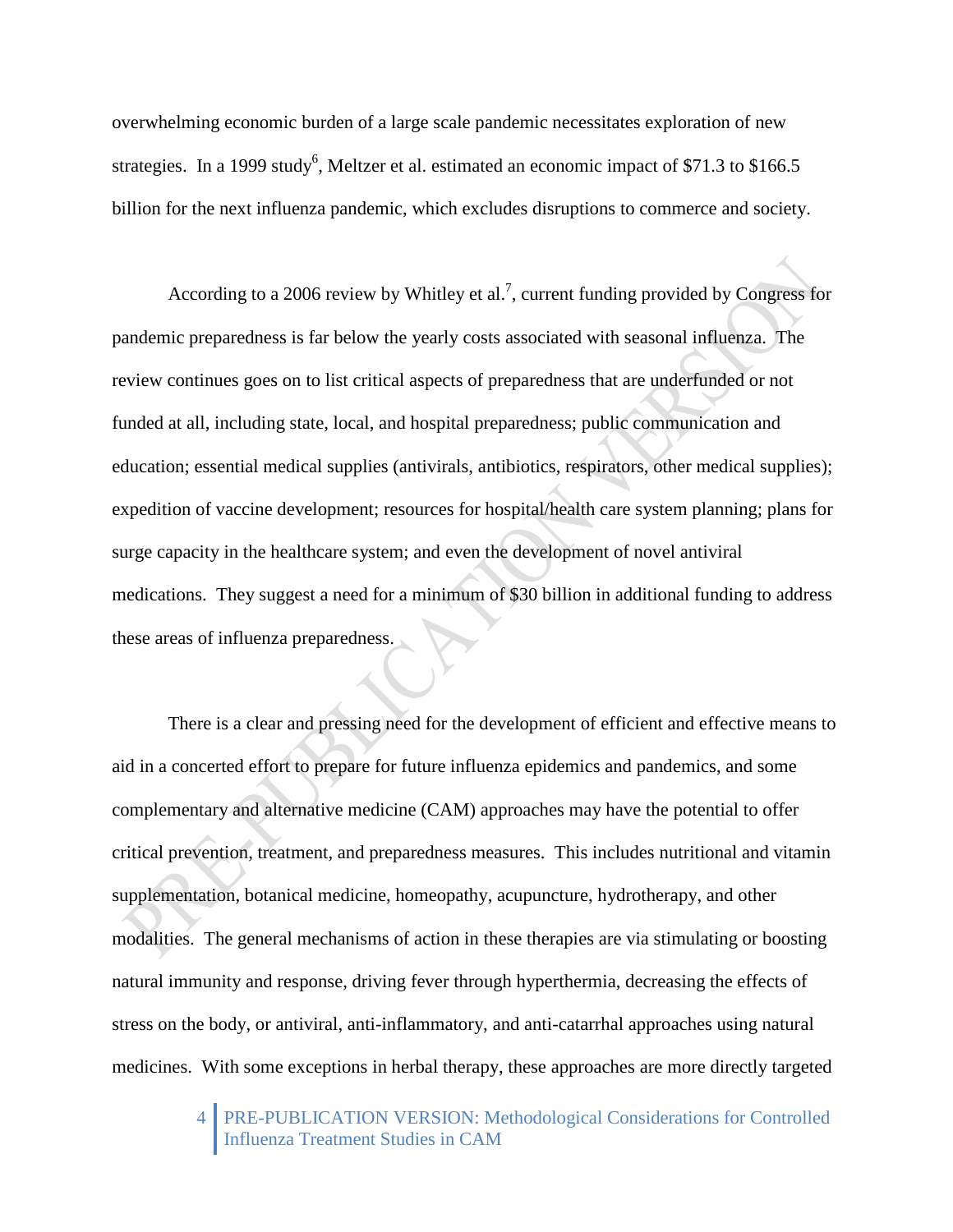overwhelming economic burden of a large scale pandemic necessitates exploration of new strategies. In a 1999 study[6], Meltzer et al. estimated an economic impact of $71.3 to $166.5 billion for the next influenza pandemic, which excludes disruptions to commerce and society.

According to a 2006 review by Whitley et al.[7], current funding provided by Congress for pandemic preparedness is far below the yearly costs associated with seasonal influenza. The review continues goes on to list critical aspects of preparedness that are underfunded or not funded at all, including state, local, and hospital preparedness; public communication and education; essential medical supplies (antivirals, antibiotics, respirators, other medical supplies); expedition of vaccine development; resources for hospital/health care system planning; plans for surge capacity in the healthcare system; and even the development of novel antiviral medications. They suggest a need for a minimum of $30 billion in additional funding to address these areas of influenza preparedness.

There is a clear and pressing need for the development of efficient and effective means to aid in a concerted effort to prepare for future influenza epidemics and pandemics, and some complementary and alternative medicine (CAM) approaches may have the potential to offer critical prevention, treatment, and preparedness measures. This includes nutritional and vitamin supplementation, botanical medicine, homeopathy, acupuncture, hydrotherapy, and other modalities. The general mechanisms of action in these therapies are via stimulating or boosting natural immunity and response, driving fever through hyperthermia, decreasing the effects of stress on the body, or antiviral, anti-inflammatory, and anti-catarrhal approaches using natural medicines. With some exceptions in herbal therapy, these approaches are more directly targeted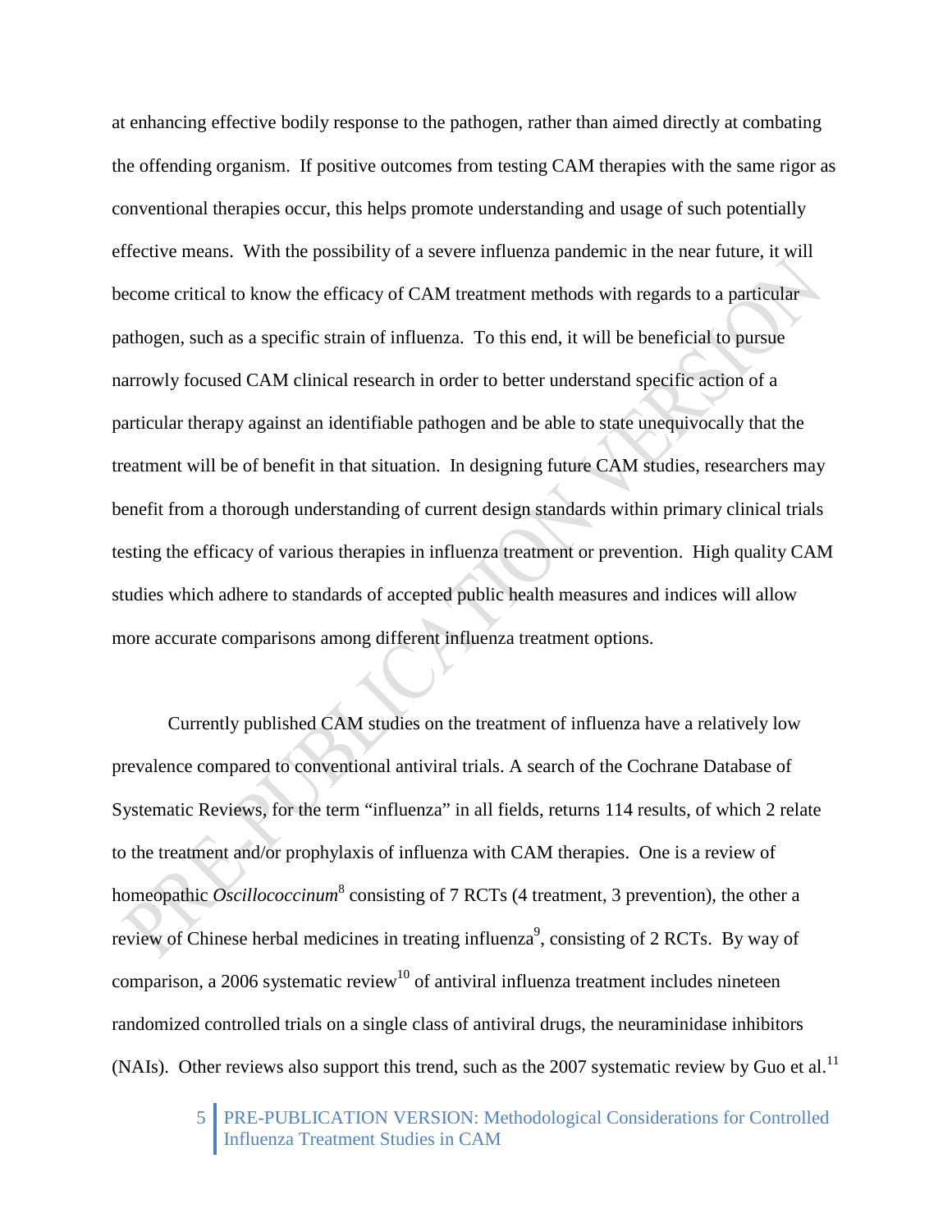at enhancing effective bodily response to the pathogen, rather than aimed directly at combating the offending organism. If positive outcomes from testing CAM therapies with the same rigor as conventional therapies occur, this helps promote understanding and usage of such potentially effective means. With the possibility of a severe influenza pandemic in the near future, it will become critical to know the efficacy of CAM treatment methods with regards to a particular pathogen, such as a specific strain of influenza. To this end, it will be beneficial to pursue narrowly focused CAM clinical research in order to better understand specific action of a particular therapy against an identifiable pathogen and be able to state unequivocally that the treatment will be of benefit in that situation. In designing future CAM studies, researchers may benefit from a thorough understanding of current design standards within primary clinical trials testing the efficacy of various therapies in influenza treatment or prevention. High quality CAM studies which adhere to standards of accepted public health measures and indices will allow more accurate comparisons among different influenza treatment options.

Currently published CAM studies on the treatment of influenza have a relatively low prevalence compared to conventional antiviral trials. A search of the Cochrane Database of Systematic Reviews, for the term "influenza" in all fields, returns 114 results, of which 2 relate to the treatment and/or prophylaxis of influenza with CAM therapies. One is a review of homeopathic *Oscillococcinum*[8] consisting of 7 RCTs (4 treatment, 3 prevention), the other a review of Chinese herbal medicines in treating influenza[9], consisting of 2 RCTs. By way of comparison, a 2006 systematic review[10] of antiviral influenza treatment includes nineteen randomized controlled trials on a single class of antiviral drugs, the neuraminidase inhibitors (NAIs). Other reviews also support this trend, such as the 2007 systematic review by Guo et al.[11]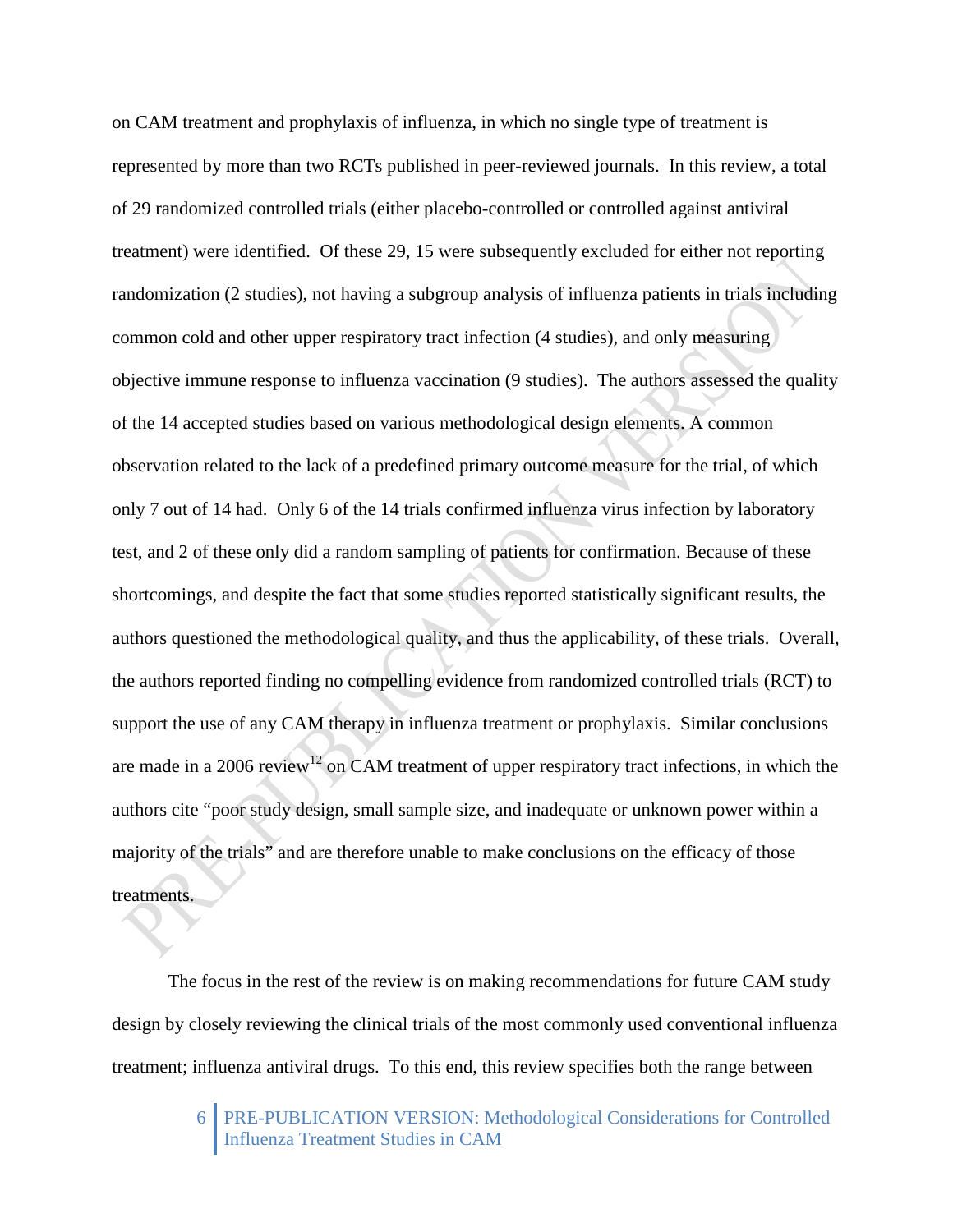on CAM treatment and prophylaxis of influenza, in which no single type of treatment is represented by more than two RCTs published in peer-reviewed journals. In this review, a total of 29 randomized controlled trials (either placebo-controlled or controlled against antiviral treatment) were identified. Of these 29, 15 were subsequently excluded for either not reporting randomization (2 studies), not having a subgroup analysis of influenza patients in trials including common cold and other upper respiratory tract infection (4 studies), and only measuring objective immune response to influenza vaccination (9 studies). The authors assessed the quality of the 14 accepted studies based on various methodological design elements. A common observation related to the lack of a predefined primary outcome measure for the trial, of which only 7 out of 14 had. Only 6 of the 14 trials confirmed influenza virus infection by laboratory test, and 2 of these only did a random sampling of patients for confirmation. Because of these shortcomings, and despite the fact that some studies reported statistically significant results, the authors questioned the methodological quality, and thus the applicability, of these trials. Overall, the authors reported finding no compelling evidence from randomized controlled trials (RCT) to support the use of any CAM therapy in influenza treatment or prophylaxis. Similar conclusions are made in a 2006 review[12] on CAM treatment of upper respiratory tract infections, in which the authors cite "poor study design, small sample size, and inadequate or unknown power within a majority of the trials" and are therefore unable to make conclusions on the efficacy of those treatments.

The focus in the rest of the review is on making recommendations for future CAM study design by closely reviewing the clinical trials of the most commonly used conventional influenza treatment; influenza antiviral drugs. To this end, this review specifies both the range between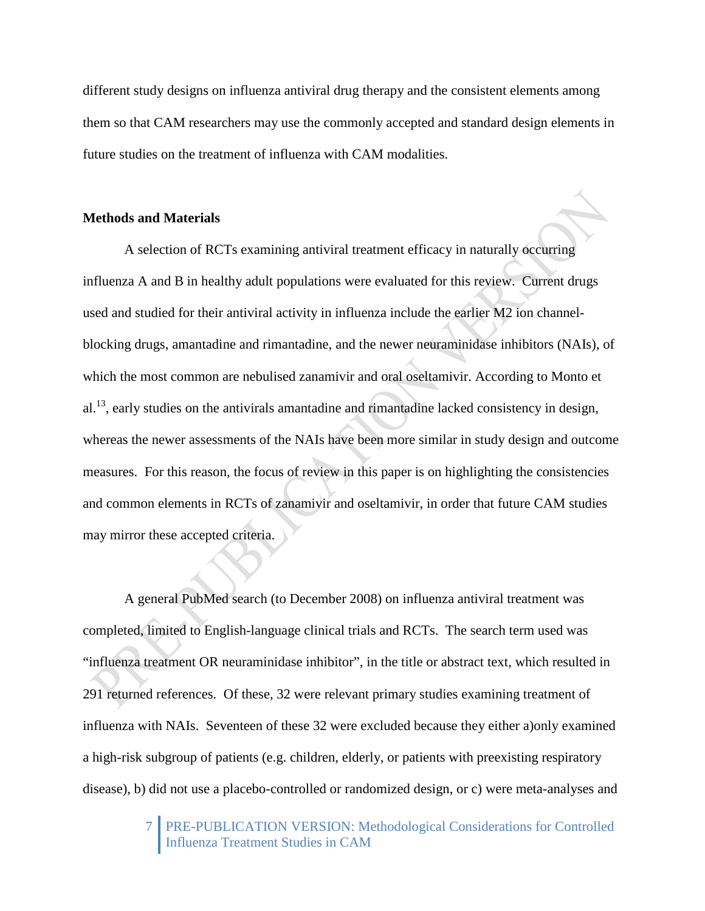different study designs on influenza antiviral drug therapy and the consistent elements among them so that CAM researchers may use the commonly accepted and standard design elements in future studies on the treatment of influenza with CAM modalities.

## Methods and Materials

A selection of RCTs examining antiviral treatment efficacy in naturally occurring influenza A and B in healthy adult populations were evaluated for this review. Current drugs used and studied for their antiviral activity in influenza include the earlier M2 ion channel-blocking drugs, amantadine and rimantadine, and the newer neuraminidase inhibitors (NAIs), of which the most common are nebulised zanamivir and oral oseltamivir. According to Monto et al.[13], early studies on the antivirals amantadine and rimantadine lacked consistency in design, whereas the newer assessments of the NAIs have been more similar in study design and outcome measures. For this reason, the focus of review in this paper is on highlighting the consistencies and common elements in RCTs of zanamivir and oseltamivir, in order that future CAM studies may mirror these accepted criteria.

A general PubMed search (to December 2008) on influenza antiviral treatment was completed, limited to English-language clinical trials and RCTs. The search term used was "influenza treatment OR neuraminidase inhibitor", in the title or abstract text, which resulted in 291 returned references. Of these, 32 were relevant primary studies examining treatment of influenza with NAIs. Seventeen of these 32 were excluded because they either a)only examined a high-risk subgroup of patients (e.g. children, elderly, or patients with preexisting respiratory disease), b) did not use a placebo-controlled or randomized design, or c) were meta-analyses and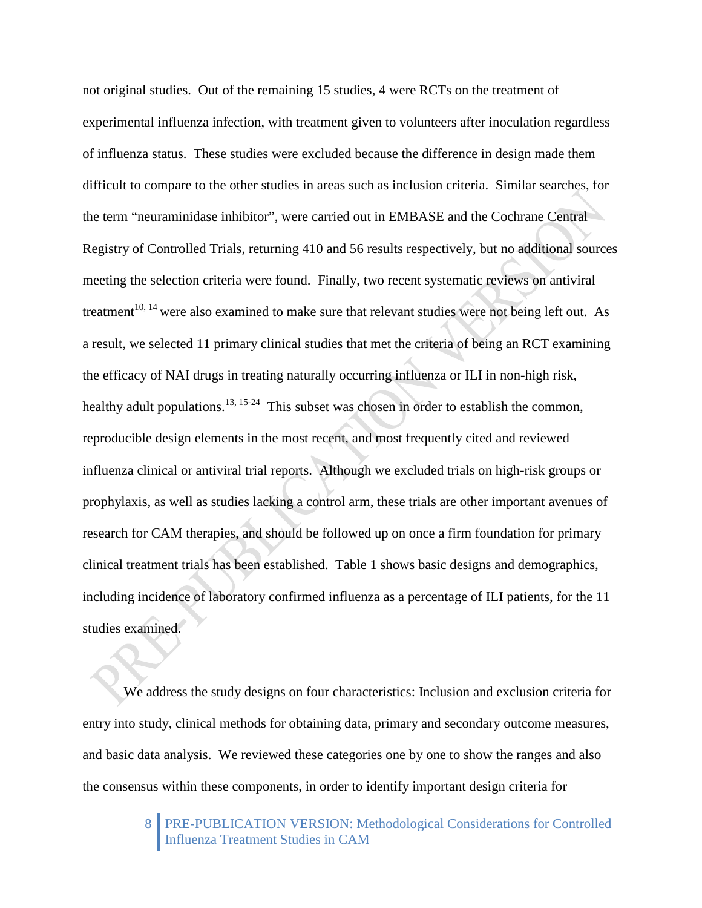not original studies. Out of the remaining 15 studies, 4 were RCTs on the treatment of experimental influenza infection, with treatment given to volunteers after inoculation regardless of influenza status. These studies were excluded because the difference in design made them difficult to compare to the other studies in areas such as inclusion criteria. Similar searches, for the term "neuraminidase inhibitor", were carried out in EMBASE and the Cochrane Central Registry of Controlled Trials, returning 410 and 56 results respectively, but no additional sources meeting the selection criteria were found. Finally, two recent systematic reviews on antiviral treatment[10, 14] were also examined to make sure that relevant studies were not being left out. As a result, we selected 11 primary clinical studies that met the criteria of being an RCT examining the efficacy of NAI drugs in treating naturally occurring influenza or ILI in non-high risk, healthy adult populations.[13, 15-24] This subset was chosen in order to establish the common, reproducible design elements in the most recent, and most frequently cited and reviewed influenza clinical or antiviral trial reports. Although we excluded trials on high-risk groups or prophylaxis, as well as studies lacking a control arm, these trials are other important avenues of research for CAM therapies, and should be followed up on once a firm foundation for primary clinical treatment trials has been established. Table 1 shows basic designs and demographics, including incidence of laboratory confirmed influenza as a percentage of ILI patients, for the 11 studies examined.

We address the study designs on four characteristics: Inclusion and exclusion criteria for entry into study, clinical methods for obtaining data, primary and secondary outcome measures, and basic data analysis. We reviewed these categories one by one to show the ranges and also the consensus within these components, in order to identify important design criteria for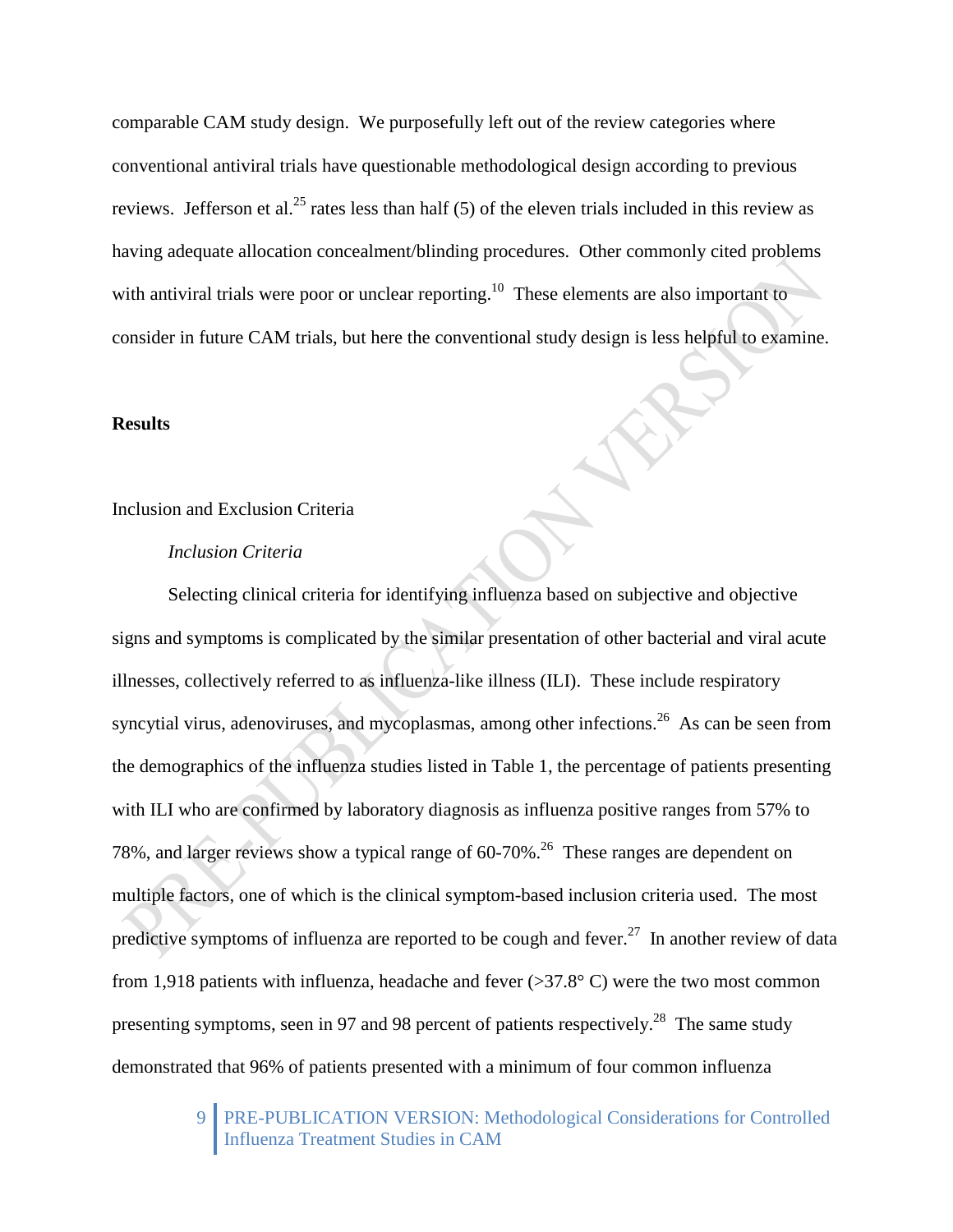comparable CAM study design. We purposefully left out of the review categories where conventional antiviral trials have questionable methodological design according to previous reviews. Jefferson et al.[25] rates less than half (5) of the eleven trials included in this review as having adequate allocation concealment/blinding procedures. Other commonly cited problems with antiviral trials were poor or unclear reporting.[10] These elements are also important to consider in future CAM trials, but here the conventional study design is less helpful to examine.

## Results

### Inclusion and Exclusion Criteria

#### *Inclusion Criteria*

Selecting clinical criteria for identifying influenza based on subjective and objective signs and symptoms is complicated by the similar presentation of other bacterial and viral acute illnesses, collectively referred to as influenza-like illness (ILI). These include respiratory syncytial virus, adenoviruses, and mycoplasmas, among other infections.[26] As can be seen from the demographics of the influenza studies listed in Table 1, the percentage of patients presenting with ILI who are confirmed by laboratory diagnosis as influenza positive ranges from 57% to 78%, and larger reviews show a typical range of 60-70%.[26] These ranges are dependent on multiple factors, one of which is the clinical symptom-based inclusion criteria used. The most predictive symptoms of influenza are reported to be cough and fever.[27] In another review of data from 1,918 patients with influenza, headache and fever (>37.8° C) were the two most common presenting symptoms, seen in 97 and 98 percent of patients respectively.[28] The same study demonstrated that 96% of patients presented with a minimum of four common influenza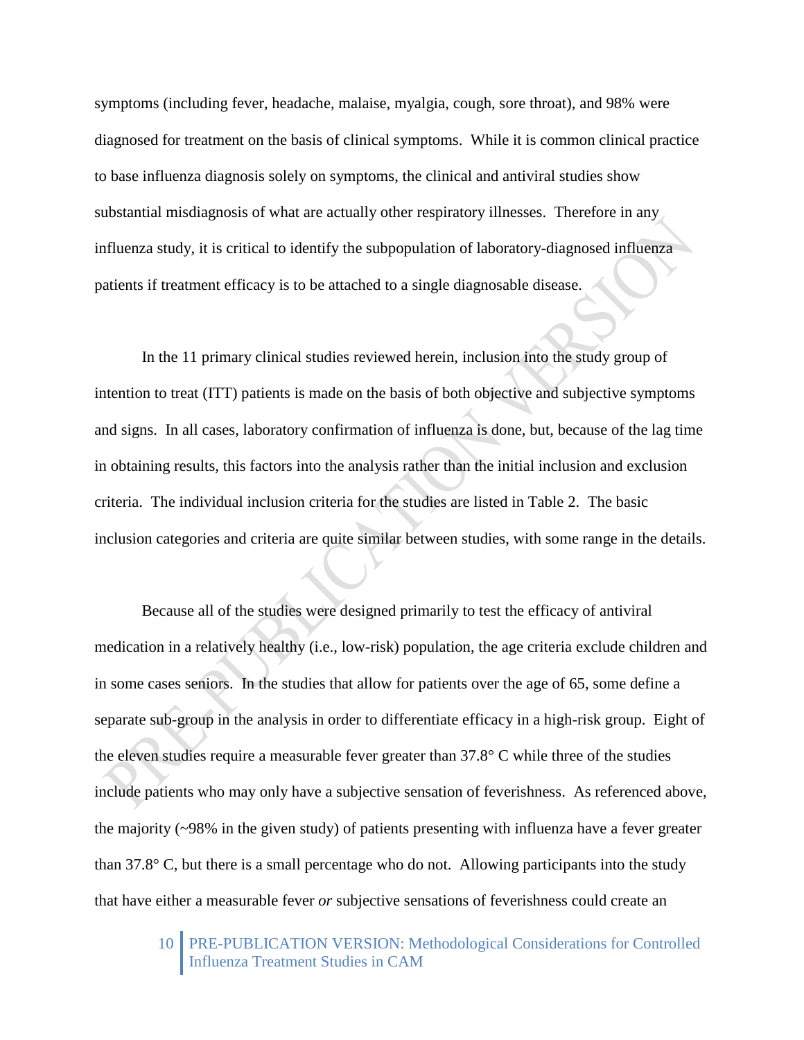symptoms (including fever, headache, malaise, myalgia, cough, sore throat), and 98% were diagnosed for treatment on the basis of clinical symptoms. While it is common clinical practice to base influenza diagnosis solely on symptoms, the clinical and antiviral studies show substantial misdiagnosis of what are actually other respiratory illnesses. Therefore in any influenza study, it is critical to identify the subpopulation of laboratory-diagnosed influenza patients if treatment efficacy is to be attached to a single diagnosable disease.

In the 11 primary clinical studies reviewed herein, inclusion into the study group of intention to treat (ITT) patients is made on the basis of both objective and subjective symptoms and signs. In all cases, laboratory confirmation of influenza is done, but, because of the lag time in obtaining results, this factors into the analysis rather than the initial inclusion and exclusion criteria. The individual inclusion criteria for the studies are listed in Table 2. The basic inclusion categories and criteria are quite similar between studies, with some range in the details.

Because all of the studies were designed primarily to test the efficacy of antiviral medication in a relatively healthy (i.e., low-risk) population, the age criteria exclude children and in some cases seniors. In the studies that allow for patients over the age of 65, some define a separate sub-group in the analysis in order to differentiate efficacy in a high-risk group. Eight of the eleven studies require a measurable fever greater than 37.8° C while three of the studies include patients who may only have a subjective sensation of feverishness. As referenced above, the majority (~98% in the given study) of patients presenting with influenza have a fever greater than 37.8° C, but there is a small percentage who do not. Allowing participants into the study that have either a measurable fever *or* subjective sensations of feverishness could create an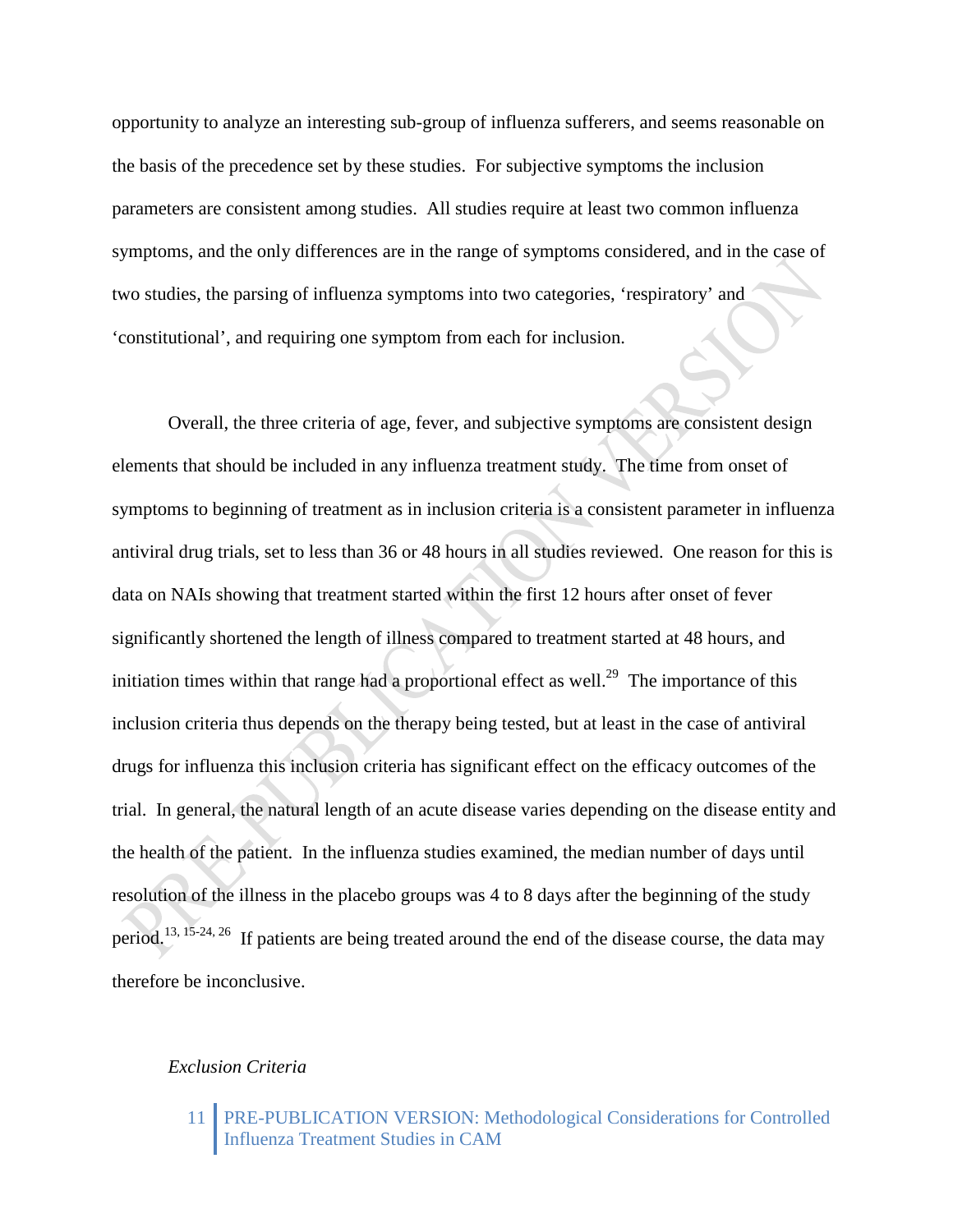opportunity to analyze an interesting sub-group of influenza sufferers, and seems reasonable on the basis of the precedence set by these studies. For subjective symptoms the inclusion parameters are consistent among studies. All studies require at least two common influenza symptoms, and the only differences are in the range of symptoms considered, and in the case of two studies, the parsing of influenza symptoms into two categories, 'respiratory' and 'constitutional', and requiring one symptom from each for inclusion.

Overall, the three criteria of age, fever, and subjective symptoms are consistent design elements that should be included in any influenza treatment study. The time from onset of symptoms to beginning of treatment as in inclusion criteria is a consistent parameter in influenza antiviral drug trials, set to less than 36 or 48 hours in all studies reviewed. One reason for this is data on NAIs showing that treatment started within the first 12 hours after onset of fever significantly shortened the length of illness compared to treatment started at 48 hours, and initiation times within that range had a proportional effect as well.[29] The importance of this inclusion criteria thus depends on the therapy being tested, but at least in the case of antiviral drugs for influenza this inclusion criteria has significant effect on the efficacy outcomes of the trial. In general, the natural length of an acute disease varies depending on the disease entity and the health of the patient. In the influenza studies examined, the median number of days until resolution of the illness in the placebo groups was 4 to 8 days after the beginning of the study period.[13, 15-24, 26] If patients are being treated around the end of the disease course, the data may therefore be inconclusive.

*Exclusion Criteria*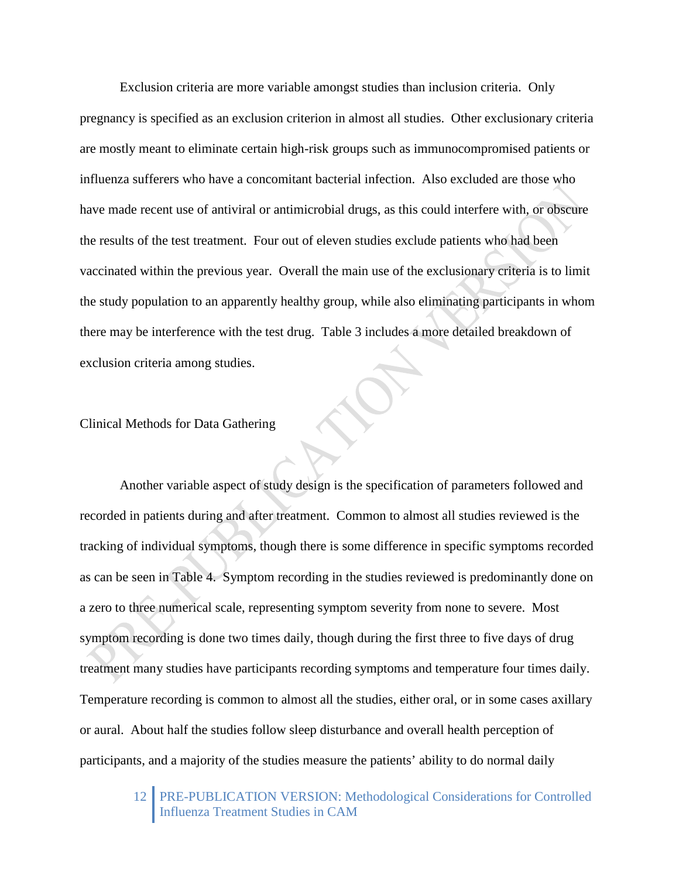Exclusion criteria are more variable amongst studies than inclusion criteria. Only pregnancy is specified as an exclusion criterion in almost all studies. Other exclusionary criteria are mostly meant to eliminate certain high-risk groups such as immunocompromised patients or influenza sufferers who have a concomitant bacterial infection. Also excluded are those who have made recent use of antiviral or antimicrobial drugs, as this could interfere with, or obscure the results of the test treatment. Four out of eleven studies exclude patients who had been vaccinated within the previous year. Overall the main use of the exclusionary criteria is to limit the study population to an apparently healthy group, while also eliminating participants in whom there may be interference with the test drug. Table 3 includes a more detailed breakdown of exclusion criteria among studies.

## Clinical Methods for Data Gathering

Another variable aspect of study design is the specification of parameters followed and recorded in patients during and after treatment. Common to almost all studies reviewed is the tracking of individual symptoms, though there is some difference in specific symptoms recorded as can be seen in Table 4. Symptom recording in the studies reviewed is predominantly done on a zero to three numerical scale, representing symptom severity from none to severe. Most symptom recording is done two times daily, though during the first three to five days of drug treatment many studies have participants recording symptoms and temperature four times daily. Temperature recording is common to almost all the studies, either oral, or in some cases axillary or aural. About half the studies follow sleep disturbance and overall health perception of participants, and a majority of the studies measure the patients' ability to do normal daily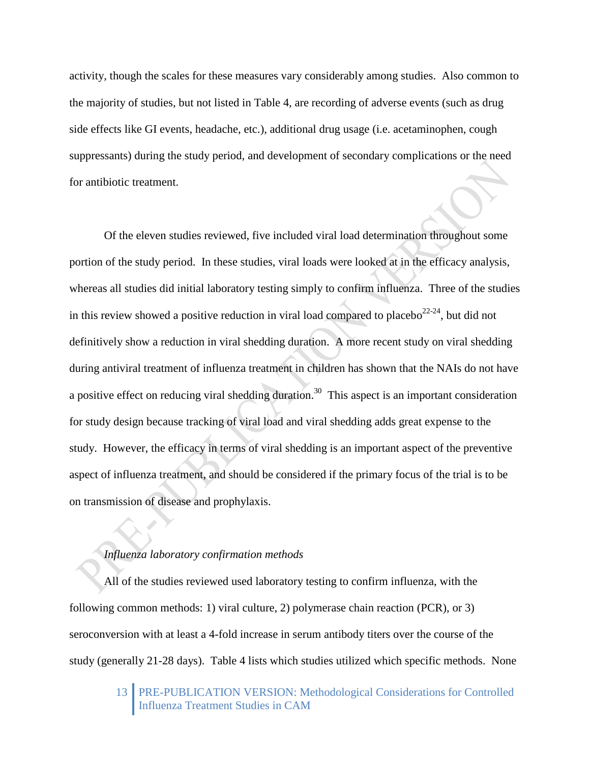activity, though the scales for these measures vary considerably among studies. Also common to the majority of studies, but not listed in Table 4, are recording of adverse events (such as drug side effects like GI events, headache, etc.), additional drug usage (i.e. acetaminophen, cough suppressants) during the study period, and development of secondary complications or the need for antibiotic treatment.

Of the eleven studies reviewed, five included viral load determination throughout some portion of the study period. In these studies, viral loads were looked at in the efficacy analysis, whereas all studies did initial laboratory testing simply to confirm influenza. Three of the studies in this review showed a positive reduction in viral load compared to placebo[22-24], but did not definitively show a reduction in viral shedding duration. A more recent study on viral shedding during antiviral treatment of influenza treatment in children has shown that the NAIs do not have a positive effect on reducing viral shedding duration.[30] This aspect is an important consideration for study design because tracking of viral load and viral shedding adds great expense to the study. However, the efficacy in terms of viral shedding is an important aspect of the preventive aspect of influenza treatment, and should be considered if the primary focus of the trial is to be on transmission of disease and prophylaxis.

*Influenza laboratory confirmation methods*

All of the studies reviewed used laboratory testing to confirm influenza, with the following common methods: 1) viral culture, 2) polymerase chain reaction (PCR), or 3) seroconversion with at least a 4-fold increase in serum antibody titers over the course of the study (generally 21-28 days). Table 4 lists which studies utilized which specific methods. None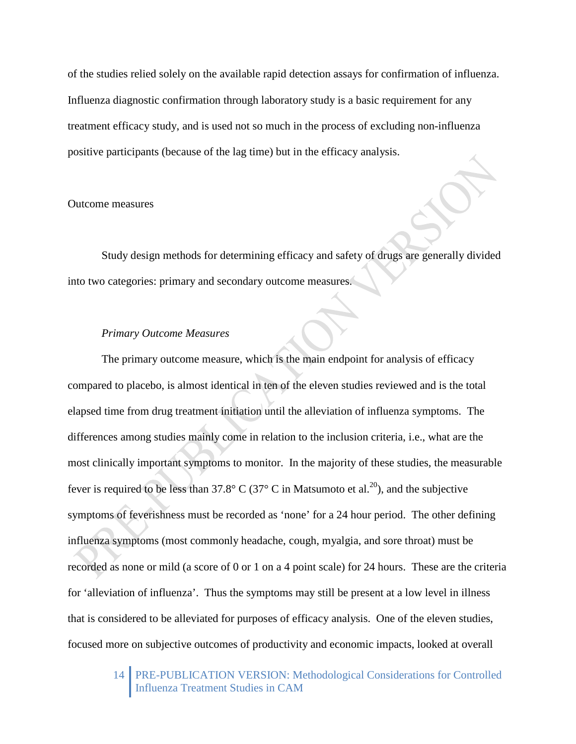of the studies relied solely on the available rapid detection assays for confirmation of influenza. Influenza diagnostic confirmation through laboratory study is a basic requirement for any treatment efficacy study, and is used not so much in the process of excluding non-influenza positive participants (because of the lag time) but in the efficacy analysis.

## Outcome measures

Study design methods for determining efficacy and safety of drugs are generally divided into two categories: primary and secondary outcome measures.

### *Primary Outcome Measures*

The primary outcome measure, which is the main endpoint for analysis of efficacy compared to placebo, is almost identical in ten of the eleven studies reviewed and is the total elapsed time from drug treatment initiation until the alleviation of influenza symptoms. The differences among studies mainly come in relation to the inclusion criteria, i.e., what are the most clinically important symptoms to monitor. In the majority of these studies, the measurable fever is required to be less than 37.8° C (37° C in Matsumoto et al.[20]), and the subjective symptoms of feverishness must be recorded as 'none' for a 24 hour period. The other defining influenza symptoms (most commonly headache, cough, myalgia, and sore throat) must be recorded as none or mild (a score of 0 or 1 on a 4 point scale) for 24 hours. These are the criteria for 'alleviation of influenza'. Thus the symptoms may still be present at a low level in illness that is considered to be alleviated for purposes of efficacy analysis. One of the eleven studies, focused more on subjective outcomes of productivity and economic impacts, looked at overall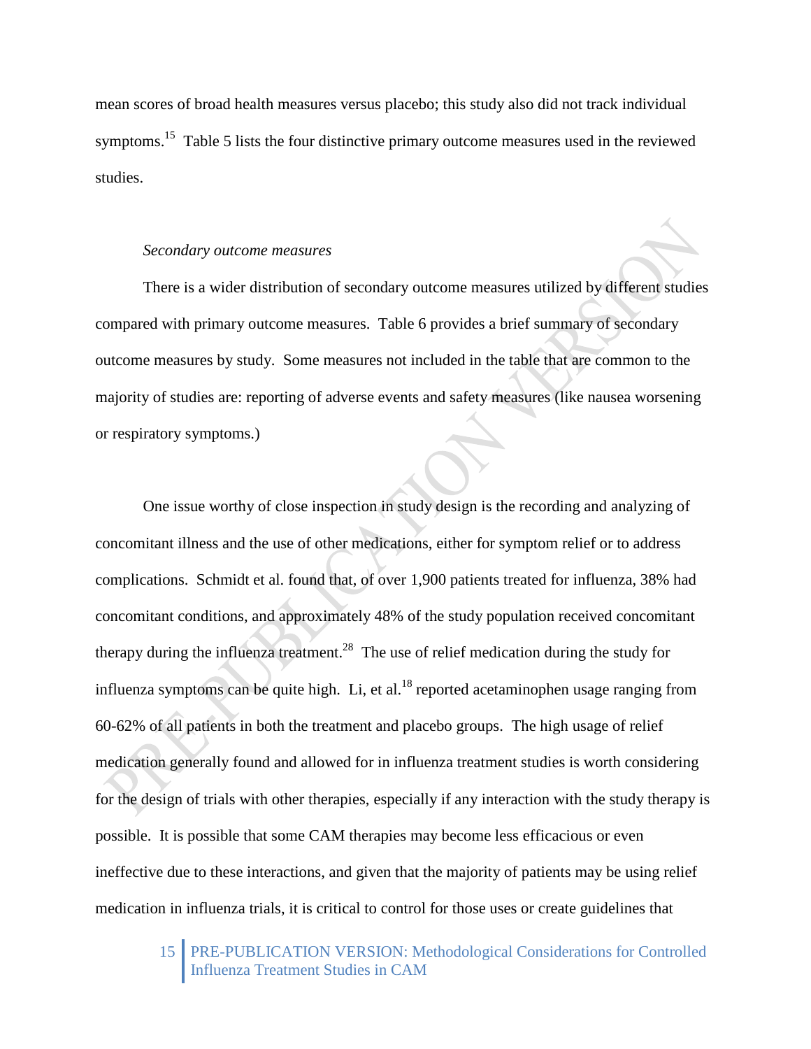mean scores of broad health measures versus placebo; this study also did not track individual symptoms.[15] Table 5 lists the four distinctive primary outcome measures used in the reviewed studies.

*Secondary outcome measures*

There is a wider distribution of secondary outcome measures utilized by different studies compared with primary outcome measures. Table 6 provides a brief summary of secondary outcome measures by study. Some measures not included in the table that are common to the majority of studies are: reporting of adverse events and safety measures (like nausea worsening or respiratory symptoms.)

One issue worthy of close inspection in study design is the recording and analyzing of concomitant illness and the use of other medications, either for symptom relief or to address complications. Schmidt et al. found that, of over 1,900 patients treated for influenza, 38% had concomitant conditions, and approximately 48% of the study population received concomitant therapy during the influenza treatment.[28] The use of relief medication during the study for influenza symptoms can be quite high. Li, et al.[18] reported acetaminophen usage ranging from 60-62% of all patients in both the treatment and placebo groups. The high usage of relief medication generally found and allowed for in influenza treatment studies is worth considering for the design of trials with other therapies, especially if any interaction with the study therapy is possible. It is possible that some CAM therapies may become less efficacious or even ineffective due to these interactions, and given that the majority of patients may be using relief medication in influenza trials, it is critical to control for those uses or create guidelines that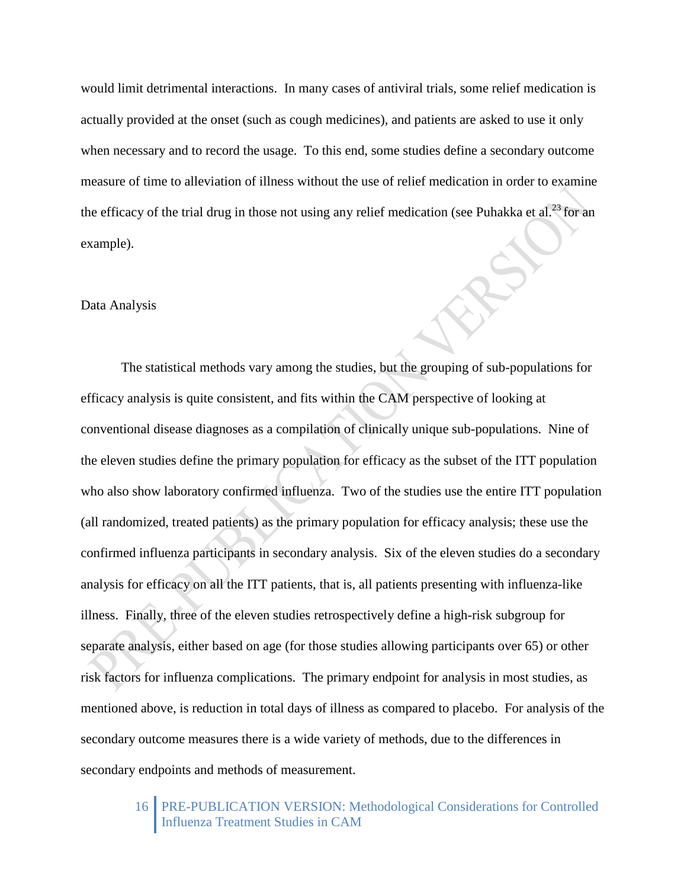would limit detrimental interactions. In many cases of antiviral trials, some relief medication is actually provided at the onset (such as cough medicines), and patients are asked to use it only when necessary and to record the usage. To this end, some studies define a secondary outcome measure of time to alleviation of illness without the use of relief medication in order to examine the efficacy of the trial drug in those not using any relief medication (see Puhakka et al.[23] for an example).

## Data Analysis

The statistical methods vary among the studies, but the grouping of sub-populations for efficacy analysis is quite consistent, and fits within the CAM perspective of looking at conventional disease diagnoses as a compilation of clinically unique sub-populations. Nine of the eleven studies define the primary population for efficacy as the subset of the ITT population who also show laboratory confirmed influenza. Two of the studies use the entire ITT population (all randomized, treated patients) as the primary population for efficacy analysis; these use the confirmed influenza participants in secondary analysis. Six of the eleven studies do a secondary analysis for efficacy on all the ITT patients, that is, all patients presenting with influenza-like illness. Finally, three of the eleven studies retrospectively define a high-risk subgroup for separate analysis, either based on age (for those studies allowing participants over 65) or other risk factors for influenza complications. The primary endpoint for analysis in most studies, as mentioned above, is reduction in total days of illness as compared to placebo. For analysis of the secondary outcome measures there is a wide variety of methods, due to the differences in secondary endpoints and methods of measurement.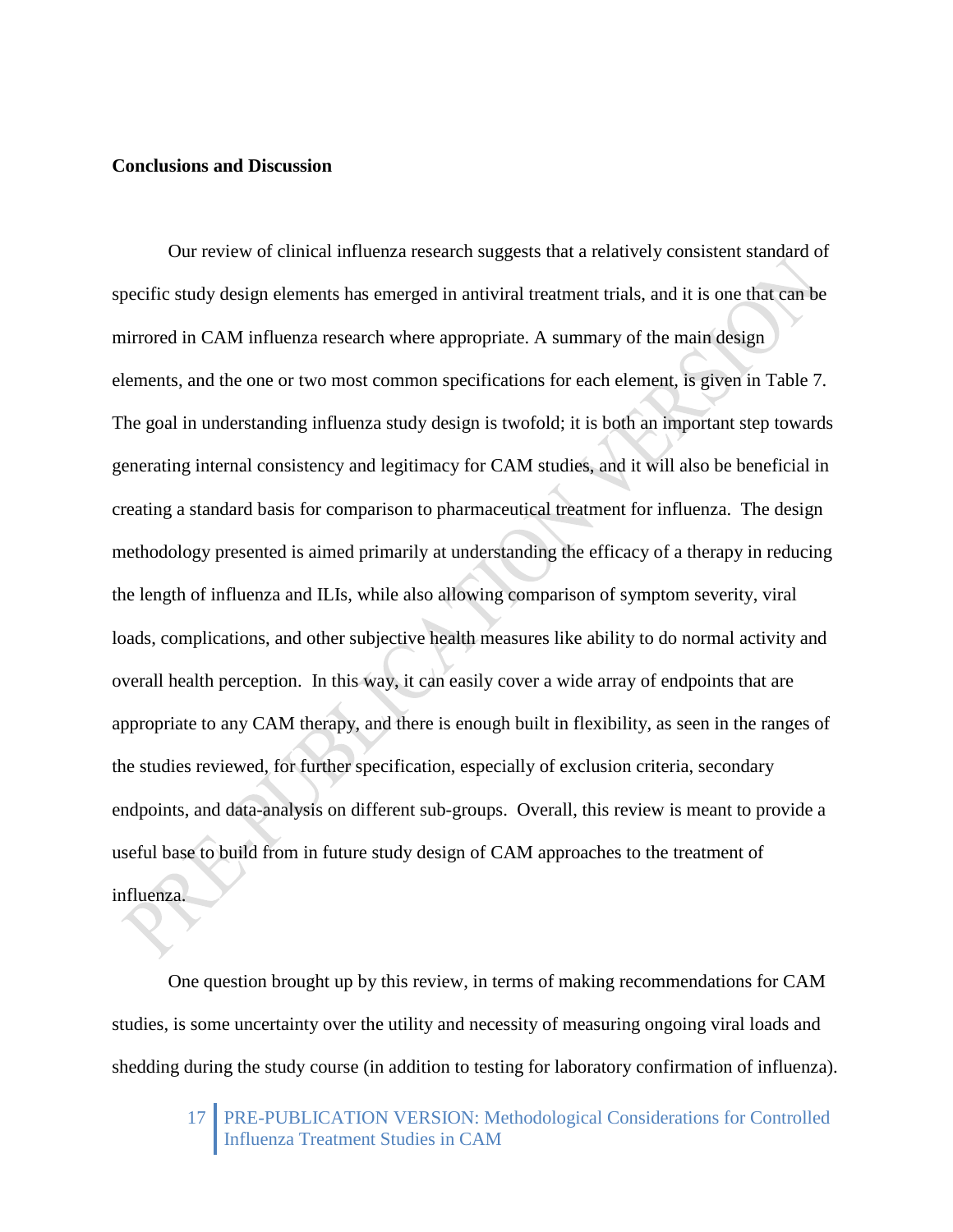## Conclusions and Discussion

Our review of clinical influenza research suggests that a relatively consistent standard of specific study design elements has emerged in antiviral treatment trials, and it is one that can be mirrored in CAM influenza research where appropriate. A summary of the main design elements, and the one or two most common specifications for each element, is given in Table 7. The goal in understanding influenza study design is twofold; it is both an important step towards generating internal consistency and legitimacy for CAM studies, and it will also be beneficial in creating a standard basis for comparison to pharmaceutical treatment for influenza. The design methodology presented is aimed primarily at understanding the efficacy of a therapy in reducing the length of influenza and ILIs, while also allowing comparison of symptom severity, viral loads, complications, and other subjective health measures like ability to do normal activity and overall health perception. In this way, it can easily cover a wide array of endpoints that are appropriate to any CAM therapy, and there is enough built in flexibility, as seen in the ranges of the studies reviewed, for further specification, especially of exclusion criteria, secondary endpoints, and data-analysis on different sub-groups. Overall, this review is meant to provide a useful base to build from in future study design of CAM approaches to the treatment of influenza.

One question brought up by this review, in terms of making recommendations for CAM studies, is some uncertainty over the utility and necessity of measuring ongoing viral loads and shedding during the study course (in addition to testing for laboratory confirmation of influenza).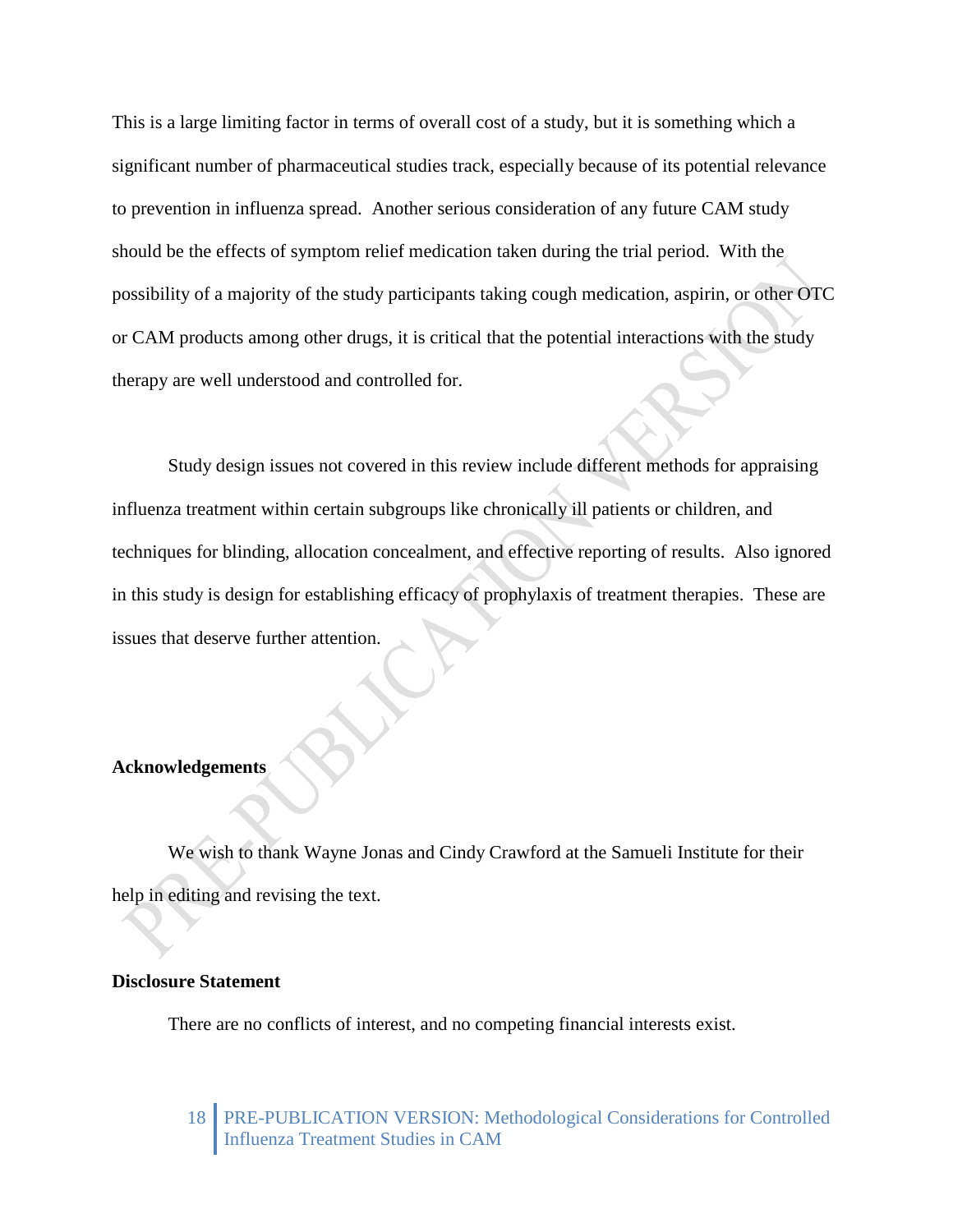This is a large limiting factor in terms of overall cost of a study, but it is something which a significant number of pharmaceutical studies track, especially because of its potential relevance to prevention in influenza spread. Another serious consideration of any future CAM study should be the effects of symptom relief medication taken during the trial period. With the possibility of a majority of the study participants taking cough medication, aspirin, or other OTC or CAM products among other drugs, it is critical that the potential interactions with the study therapy are well understood and controlled for.

Study design issues not covered in this review include different methods for appraising influenza treatment within certain subgroups like chronically ill patients or children, and techniques for blinding, allocation concealment, and effective reporting of results. Also ignored in this study is design for establishing efficacy of prophylaxis of treatment therapies. These are issues that deserve further attention.

**Acknowledgements**

We wish to thank Wayne Jonas and Cindy Crawford at the Samueli Institute for their help in editing and revising the text.

**Disclosure Statement**

There are no conflicts of interest, and no competing financial interests exist.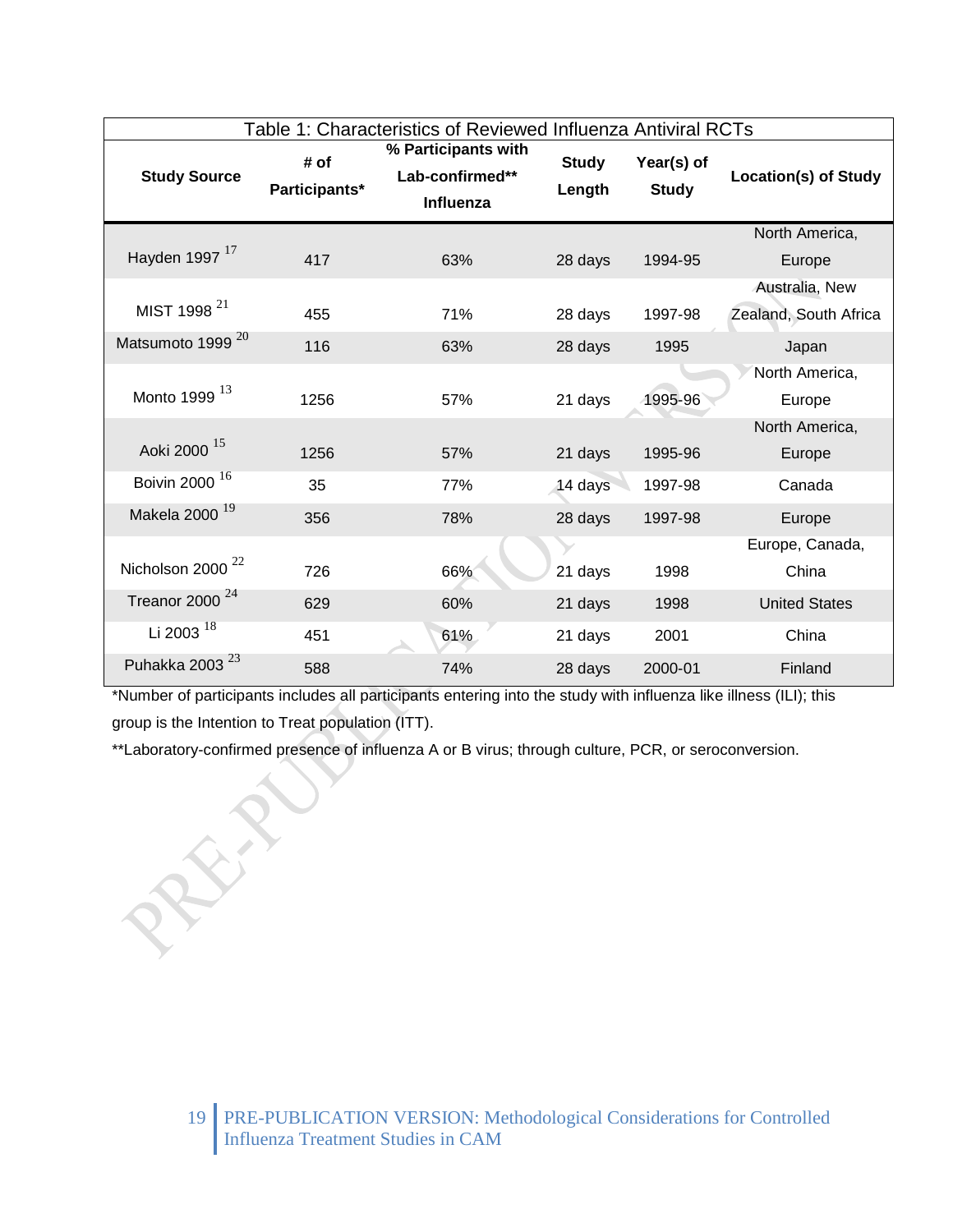Table 1: Characteristics of Reviewed Influenza Antiviral RCTs

| Study Source | # of Participants* | % Participants with Lab-confirmed** Influenza | Study Length | Year(s) of Study | Location(s) of Study |
|---|---|---|---|---|---|
| Hayden 1997 [17] | 417 | 63% | 28 days | 1994-95 | North America, Europe |
| MIST 1998 [21] | 455 | 71% | 28 days | 1997-98 | Australia, New Zealand, South Africa |
| Matsumoto 1999 [20] | 116 | 63% | 28 days | 1995 | Japan |
| Monto 1999 [13] | 1256 | 57% | 21 days | 1995-96 | North America, Europe |
| Aoki 2000 [15] | 1256 | 57% | 21 days | 1995-96 | North America, Europe |
| Boivin 2000 [16] | 35 | 77% | 14 days | 1997-98 | Canada |
| Makela 2000 [19] | 356 | 78% | 28 days | 1997-98 | Europe |
| Nicholson 2000 [22] | 726 | 66% | 21 days | 1998 | Europe, Canada, China |
| Treanor 2000 [24] | 629 | 60% | 21 days | 1998 | United States |
| Li 2003 [18] | 451 | 61% | 21 days | 2001 | China |
| Puhakka 2003 [23] | 588 | 74% | 28 days | 2000-01 | Finland |

*Number of participants includes all participants entering into the study with influenza like illness (ILI); this group is the Intention to Treat population (ITT).

**Laboratory-confirmed presence of influenza A or B virus; through culture, PCR, or seroconversion.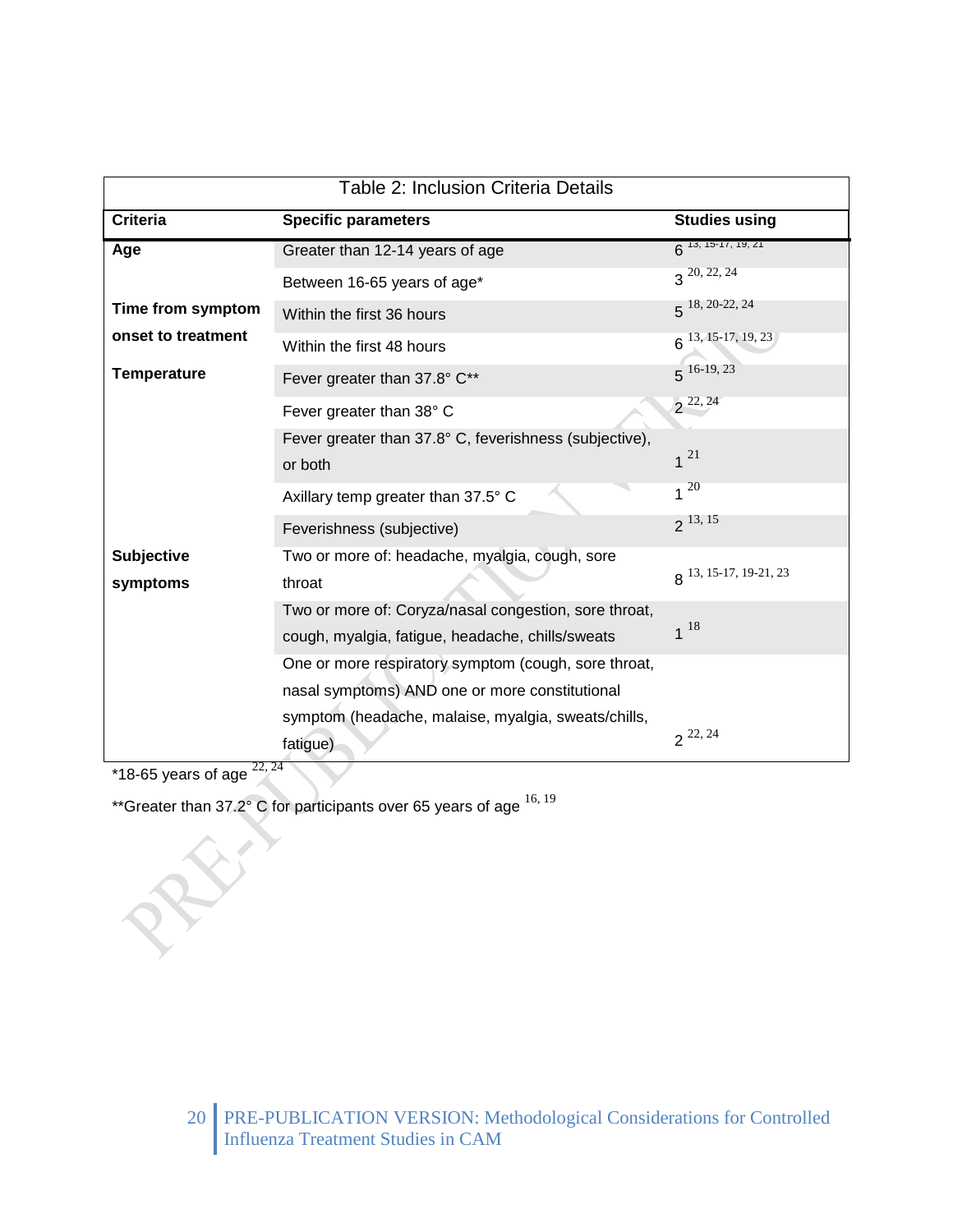| Table 2: Inclusion Criteria Details | | |
|---|---|---|
| **Criteria** | **Specific parameters** | **Studies using** |
| **Age** | Greater than 12-14 years of age | 6 [13, 15-17, 19, 21] |
| | Between 16-65 years of age* | 3 [20, 22, 24] |
| **Time from symptom onset to treatment** | Within the first 36 hours | 5 [18, 20-22, 24] |
| | Within the first 48 hours | 6 [13, 15-17, 19, 23] |
| **Temperature** | Fever greater than 37.8° C** | 5 [16-19, 23] |
| | Fever greater than 38° C | 2 [22, 24] |
| | Fever greater than 37.8° C, feverishness (subjective), or both | 1 [21] |
| | Axillary temp greater than 37.5° C | 1 [20] |
| | Feverishness (subjective) | 2 [13, 15] |
| **Subjective symptoms** | Two or more of: headache, myalgia, cough, sore throat | 8 [13, 15-17, 19-21, 23] |
| | Two or more of: Coryza/nasal congestion, sore throat, cough, myalgia, fatigue, headache, chills/sweats | 1 [18] |
| | One or more respiratory symptom (cough, sore throat, nasal symptoms) AND one or more constitutional symptom (headache, malaise, myalgia, sweats/chills, fatigue) | 2 [22, 24] |

*18-65 years of age [22, 24]

**Greater than 37.2° C for participants over 65 years of age [16, 19]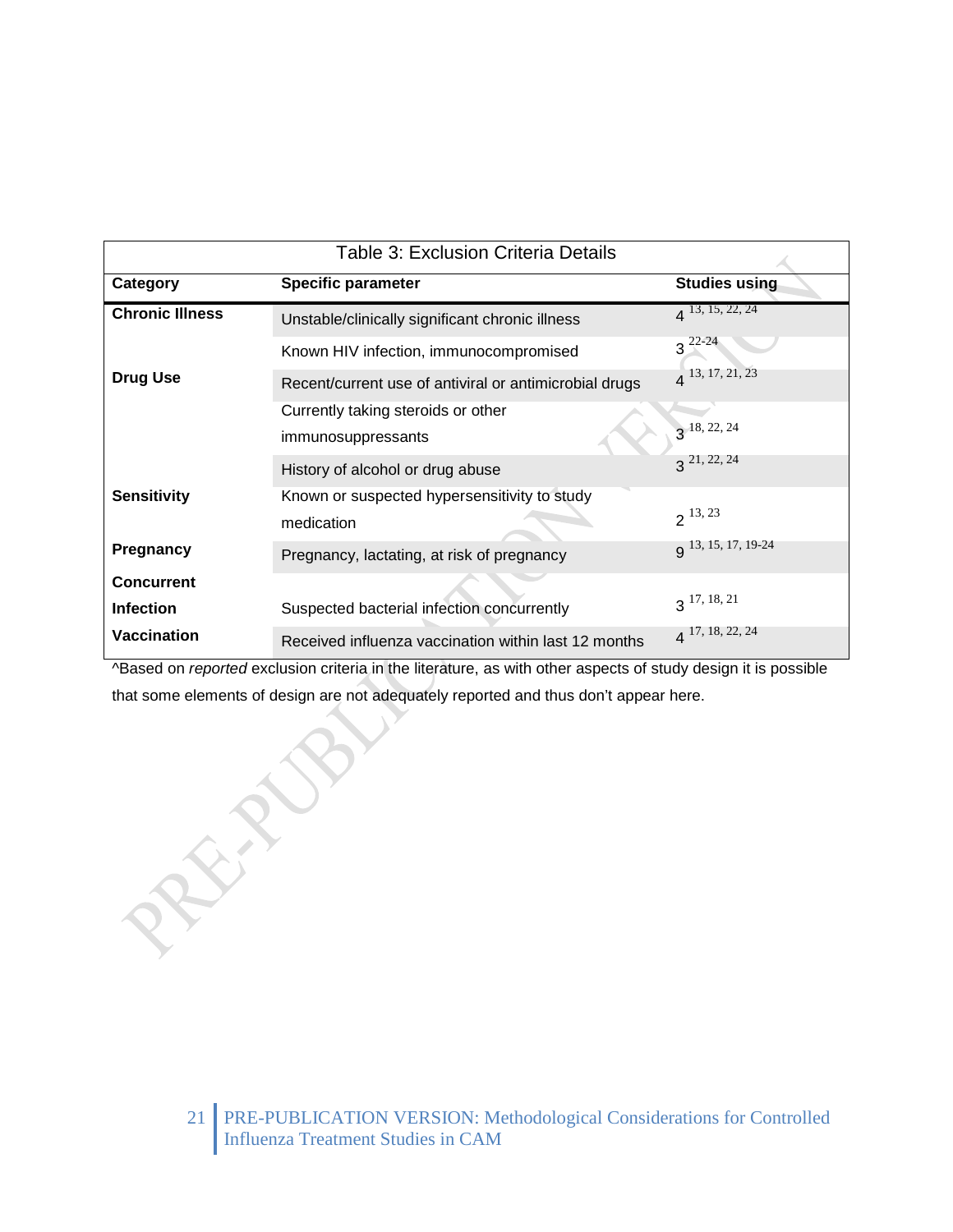Table 3: Exclusion Criteria Details

| Category | Specific parameter | Studies using |
|---|---|---|
| **Chronic Illness** | Unstable/clinically significant chronic illness | 4 [13, 15, 22, 24] |
| | Known HIV infection, immunocompromised | 3 [22-24] |
| **Drug Use** | Recent/current use of antiviral or antimicrobial drugs | 4 [13, 17, 21, 23] |
| | Currently taking steroids or other immunosuppressants | 3 [18, 22, 24] |
| | History of alcohol or drug abuse | 3 [21, 22, 24] |
| **Sensitivity** | Known or suspected hypersensitivity to study medication | 2 [13, 23] |
| **Pregnancy** | Pregnancy, lactating, at risk of pregnancy | 9 [13, 15, 17, 19-24] |
| **Concurrent Infection** | Suspected bacterial infection concurrently | 3 [17, 18, 21] |
| **Vaccination** | Received influenza vaccination within last 12 months | 4 [17, 18, 22, 24] |

^Based on *reported* exclusion criteria in the literature, as with other aspects of study design it is possible that some elements of design are not adequately reported and thus don't appear here.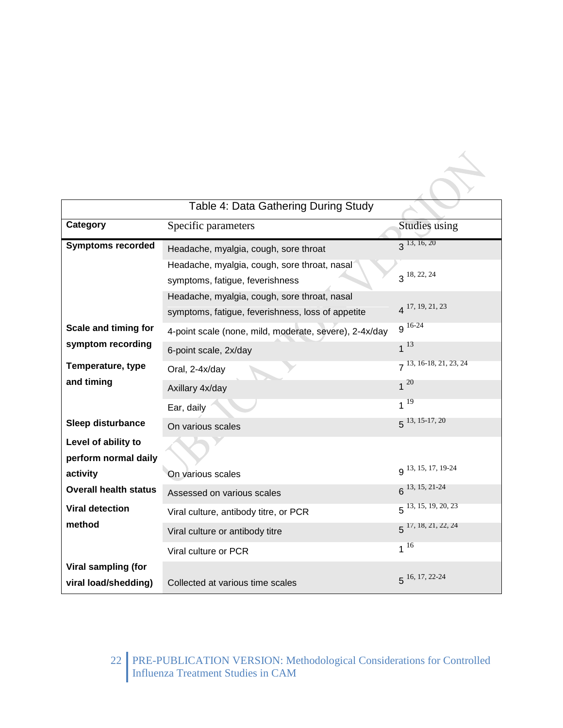Table 4: Data Gathering During Study

| Category | Specific parameters | Studies using |
|---|---|---|
| **Symptoms recorded** | Headache, myalgia, cough, sore throat | 3 [13, 16, 20] |
| | Headache, myalgia, cough, sore throat, nasal symptoms, fatigue, feverishness | 3 [18, 22, 24] |
| | Headache, myalgia, cough, sore throat, nasal symptoms, fatigue, feverishness, loss of appetite | 4 [17, 19, 21, 23] |
| **Scale and timing for symptom recording** | 4-point scale (none, mild, moderate, severe), 2-4x/day | 9 [16-24] |
| | 6-point scale, 2x/day | 1 [13] |
| **Temperature, type and timing** | Oral, 2-4x/day | 7 [13, 16-18, 21, 23, 24] |
| | Axillary 4x/day | 1 [20] |
| | Ear, daily | 1 [19] |
| **Sleep disturbance** | On various scales | 5 [13, 15-17, 20] |
| **Level of ability to perform normal daily activity** | On various scales | 9 [13, 15, 17, 19-24] |
| **Overall health status** | Assessed on various scales | 6 [13, 15, 21-24] |
| **Viral detection method** | Viral culture, antibody titre, or PCR | 5 [13, 15, 19, 20, 23] |
| | Viral culture or antibody titre | 5 [17, 18, 21, 22, 24] |
| | Viral culture or PCR | 1 [16] |
| **Viral sampling (for viral load/shedding)** | Collected at various time scales | 5 [16, 17, 22-24] |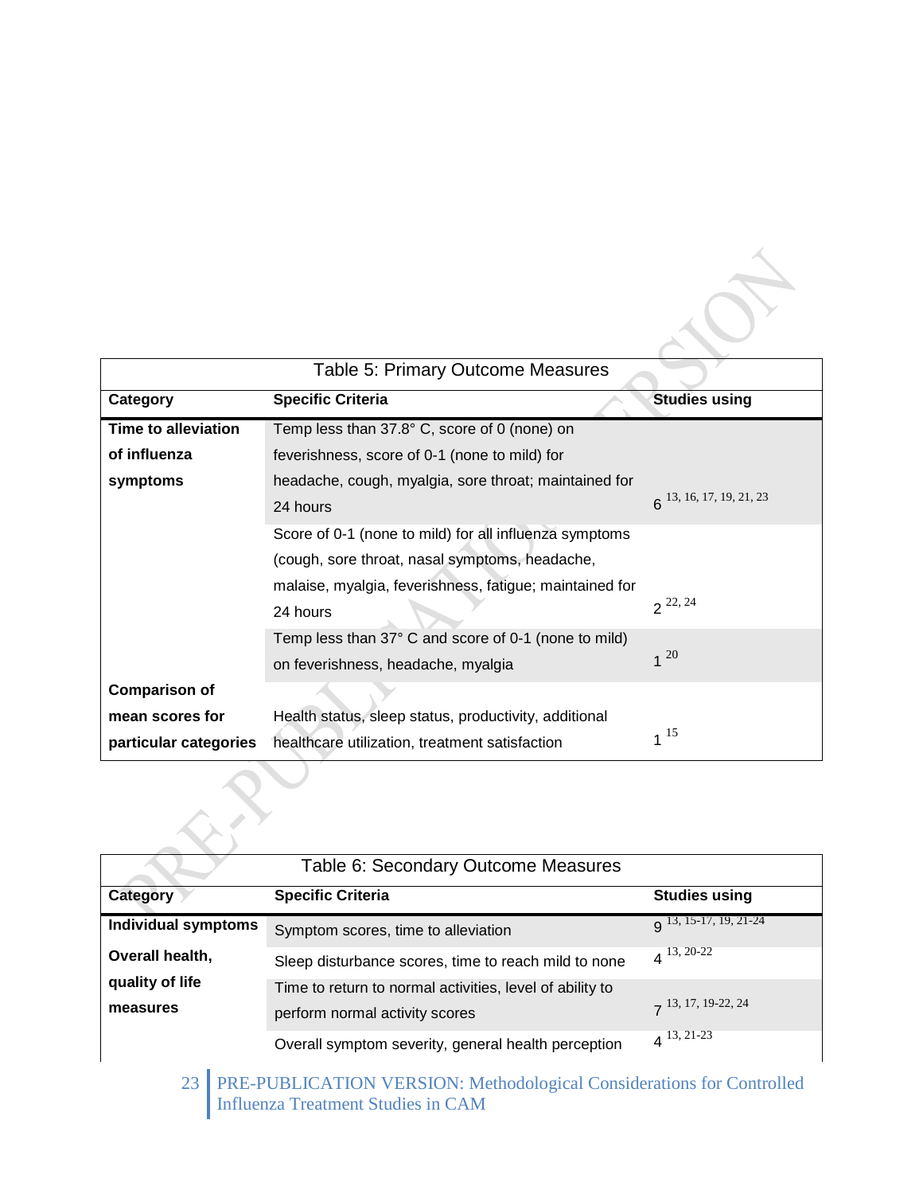Table 5: Primary Outcome Measures

| Category | Specific Criteria | Studies using |
|---|---|---|
| Time to alleviation of influenza symptoms | Temp less than 37.8° C, score of 0 (none) on feverishness, score of 0-1 (none to mild) for headache, cough, myalgia, sore throat; maintained for 24 hours | 6 [13, 16, 17, 19, 21, 23] |
| | Score of 0-1 (none to mild) for all influenza symptoms (cough, sore throat, nasal symptoms, headache, malaise, myalgia, feverishness, fatigue; maintained for 24 hours | 2 [22, 24] |
| | Temp less than 37° C and score of 0-1 (none to mild) on feverishness, headache, myalgia | 1 [20] |
| Comparison of mean scores for particular categories | Health status, sleep status, productivity, additional healthcare utilization, treatment satisfaction | 1 [15] |

Table 6: Secondary Outcome Measures

| Category | Specific Criteria | Studies using |
|---|---|---|
| Individual symptoms | Symptom scores, time to alleviation | 9 [13, 15-17, 19, 21-24] |
| Overall health, quality of life measures | Sleep disturbance scores, time to reach mild to none | 4 [13, 20-22] |
| | Time to return to normal activities, level of ability to perform normal activity scores | 7 [13, 17, 19-22, 24] |
| | Overall symptom severity, general health perception | 4 [13, 21-23] |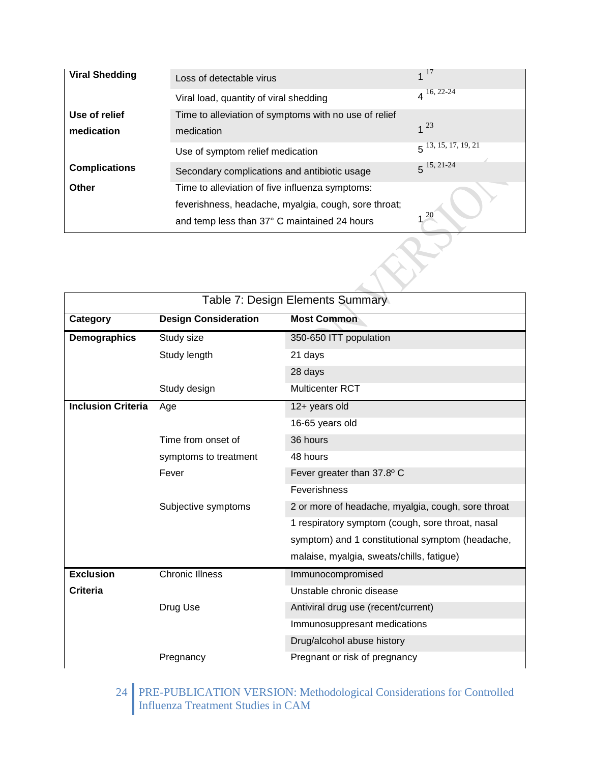| | | |
|---|---|---|
| **Viral Shedding** | Loss of detectable virus | 1 [17] |
| | Viral load, quantity of viral shedding | 4 [16, 22-24] |
| **Use of relief medication** | Time to alleviation of symptoms with no use of relief medication | 1 [23] |
| | Use of symptom relief medication | 5 [13, 15, 17, 19, 21] |
| **Complications** | Secondary complications and antibiotic usage | 5 [15, 21-24] |
| **Other** | Time to alleviation of five influenza symptoms: feverishness, headache, myalgia, cough, sore throat; and temp less than 37° C maintained 24 hours | 1 [20] |

Table 7: Design Elements Summary

| Category | Design Consideration | Most Common |
|---|---|---|
| **Demographics** | Study size | 350-650 ITT population |
| | Study length | 21 days |
| | | 28 days |
| | Study design | Multicenter RCT |
| **Inclusion Criteria** | Age | 12+ years old |
| | | 16-65 years old |
| | Time from onset of symptoms to treatment | 36 hours |
| | | 48 hours |
| | Fever | Fever greater than 37.8º C |
| | | Feverishness |
| | Subjective symptoms | 2 or more of headache, myalgia, cough, sore throat |
| | | 1 respiratory symptom (cough, sore throat, nasal symptom) and 1 constitutional symptom (headache, malaise, myalgia, sweats/chills, fatigue) |
| **Exclusion Criteria** | Chronic Illness | Immunocompromised |
| | | Unstable chronic disease |
| | Drug Use | Antiviral drug use (recent/current) |
| | | Immunosuppresant medications |
| | | Drug/alcohol abuse history |
| | Pregnancy | Pregnant or risk of pregnancy |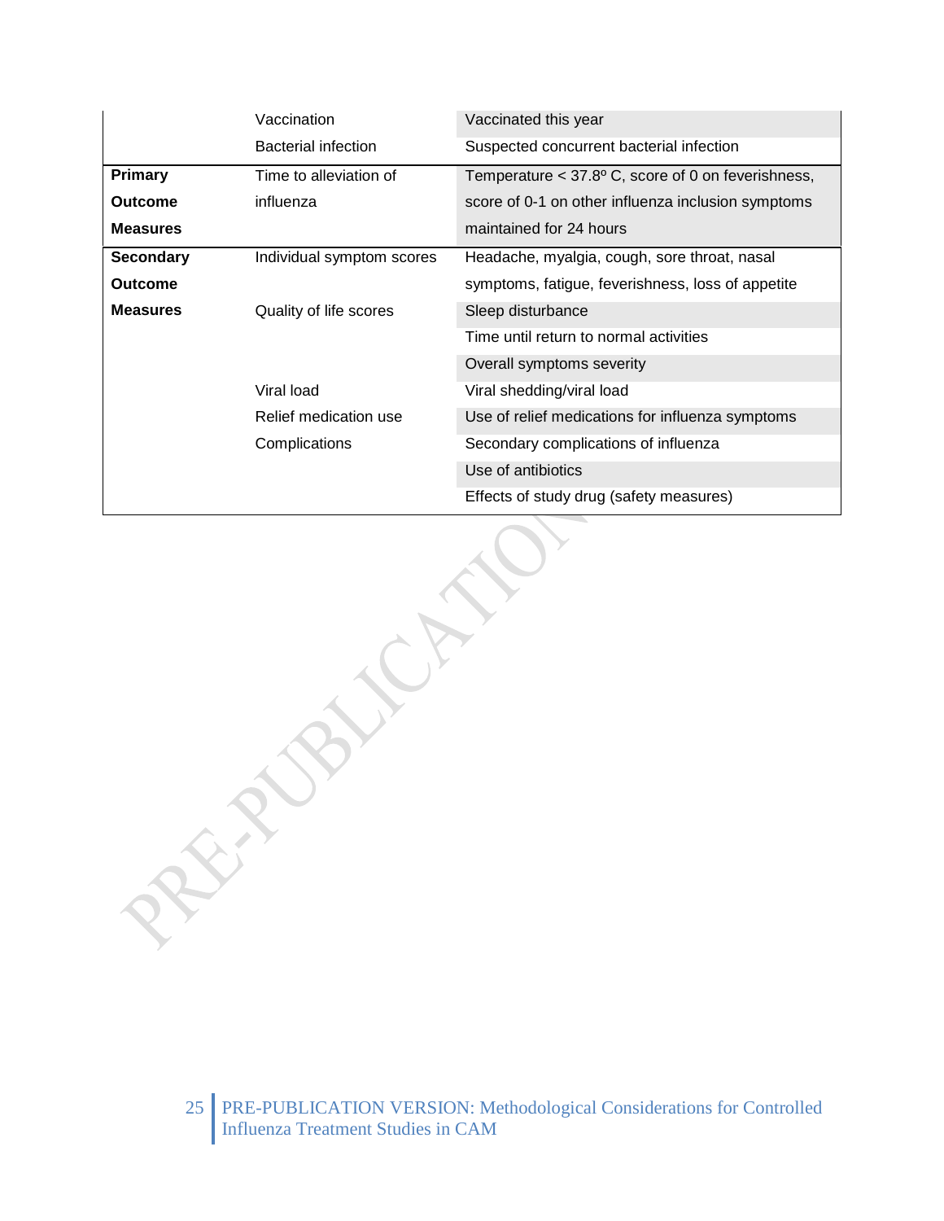| | | |
|---|---|---|
| | Vaccination | Vaccinated this year |
| | Bacterial infection | Suspected concurrent bacterial infection |
| **Primary Outcome Measures** | Time to alleviation of influenza | Temperature < 37.8º C, score of 0 on feverishness, score of 0-1 on other influenza inclusion symptoms maintained for 24 hours |
| **Secondary Outcome Measures** | Individual symptom scores | Headache, myalgia, cough, sore throat, nasal symptoms, fatigue, feverishness, loss of appetite |
| | Quality of life scores | Sleep disturbance |
| | | Time until return to normal activities |
| | | Overall symptoms severity |
| | Viral load | Viral shedding/viral load |
| | Relief medication use | Use of relief medications for influenza symptoms |
| | Complications | Secondary complications of influenza |
| | | Use of antibiotics |
| | | Effects of study drug (safety measures) |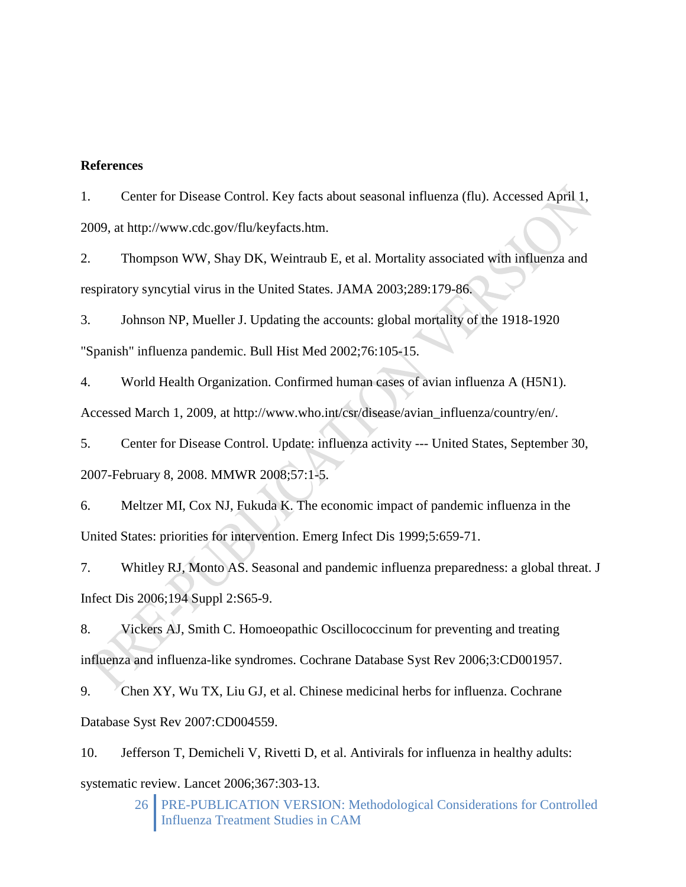**References**

1. Center for Disease Control. Key facts about seasonal influenza (flu). Accessed April 1, 2009, at http://www.cdc.gov/flu/keyfacts.htm.

2. Thompson WW, Shay DK, Weintraub E, et al. Mortality associated with influenza and respiratory syncytial virus in the United States. JAMA 2003;289:179-86.

3. Johnson NP, Mueller J. Updating the accounts: global mortality of the 1918-1920 "Spanish" influenza pandemic. Bull Hist Med 2002;76:105-15.

4. World Health Organization. Confirmed human cases of avian influenza A (H5N1). Accessed March 1, 2009, at http://www.who.int/csr/disease/avian_influenza/country/en/.

5. Center for Disease Control. Update: influenza activity --- United States, September 30, 2007-February 8, 2008. MMWR 2008;57:1-5.

6. Meltzer MI, Cox NJ, Fukuda K. The economic impact of pandemic influenza in the United States: priorities for intervention. Emerg Infect Dis 1999;5:659-71.

7. Whitley RJ, Monto AS. Seasonal and pandemic influenza preparedness: a global threat. J Infect Dis 2006;194 Suppl 2:S65-9.

8. Vickers AJ, Smith C. Homoeopathic Oscillococcinum for preventing and treating influenza and influenza-like syndromes. Cochrane Database Syst Rev 2006;3:CD001957.

9. Chen XY, Wu TX, Liu GJ, et al. Chinese medicinal herbs for influenza. Cochrane Database Syst Rev 2007:CD004559.

10. Jefferson T, Demicheli V, Rivetti D, et al. Antivirals for influenza in healthy adults: systematic review. Lancet 2006;367:303-13.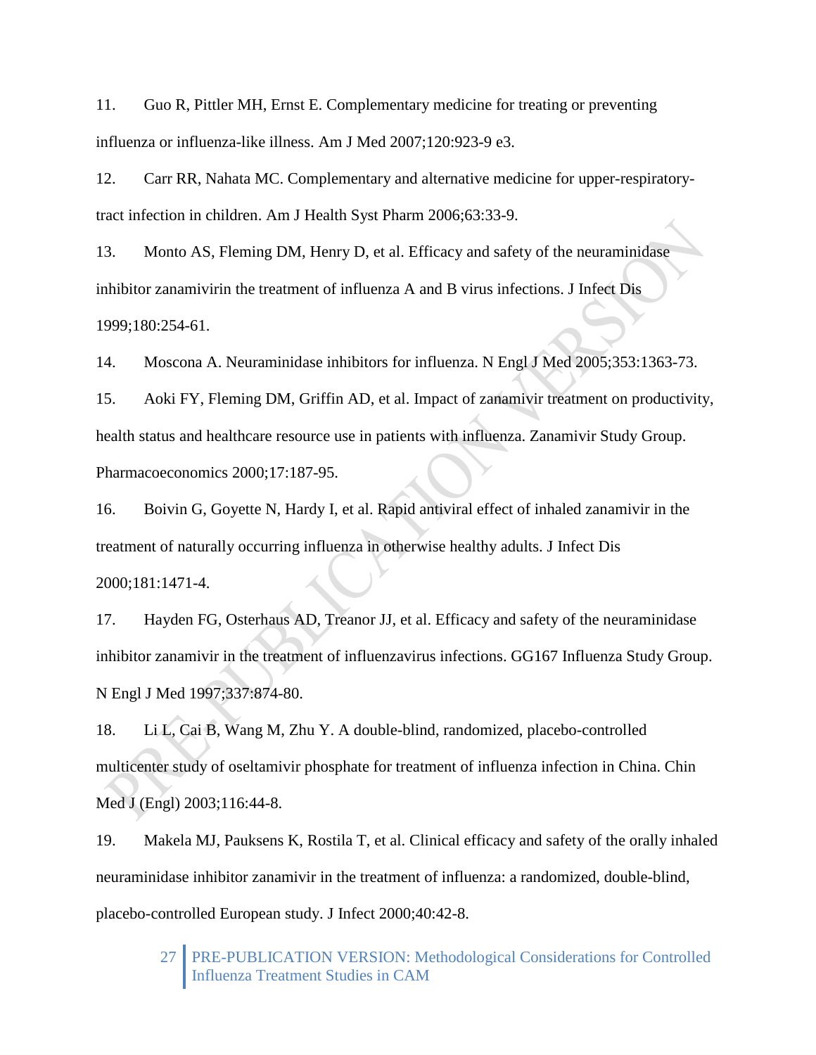11. Guo R, Pittler MH, Ernst E. Complementary medicine for treating or preventing influenza or influenza-like illness. Am J Med 2007;120:923-9 e3.

12. Carr RR, Nahata MC. Complementary and alternative medicine for upper-respiratory-tract infection in children. Am J Health Syst Pharm 2006;63:33-9.

13. Monto AS, Fleming DM, Henry D, et al. Efficacy and safety of the neuraminidase inhibitor zanamivirin the treatment of influenza A and B virus infections. J Infect Dis 1999;180:254-61.

14. Moscona A. Neuraminidase inhibitors for influenza. N Engl J Med 2005;353:1363-73.

15. Aoki FY, Fleming DM, Griffin AD, et al. Impact of zanamivir treatment on productivity, health status and healthcare resource use in patients with influenza. Zanamivir Study Group. Pharmacoeconomics 2000;17:187-95.

16. Boivin G, Goyette N, Hardy I, et al. Rapid antiviral effect of inhaled zanamivir in the treatment of naturally occurring influenza in otherwise healthy adults. J Infect Dis 2000;181:1471-4.

17. Hayden FG, Osterhaus AD, Treanor JJ, et al. Efficacy and safety of the neuraminidase inhibitor zanamivir in the treatment of influenzavirus infections. GG167 Influenza Study Group. N Engl J Med 1997;337:874-80.

18. Li L, Cai B, Wang M, Zhu Y. A double-blind, randomized, placebo-controlled multicenter study of oseltamivir phosphate for treatment of influenza infection in China. Chin Med J (Engl) 2003;116:44-8.

19. Makela MJ, Pauksens K, Rostila T, et al. Clinical efficacy and safety of the orally inhaled neuraminidase inhibitor zanamivir in the treatment of influenza: a randomized, double-blind, placebo-controlled European study. J Infect 2000;40:42-8.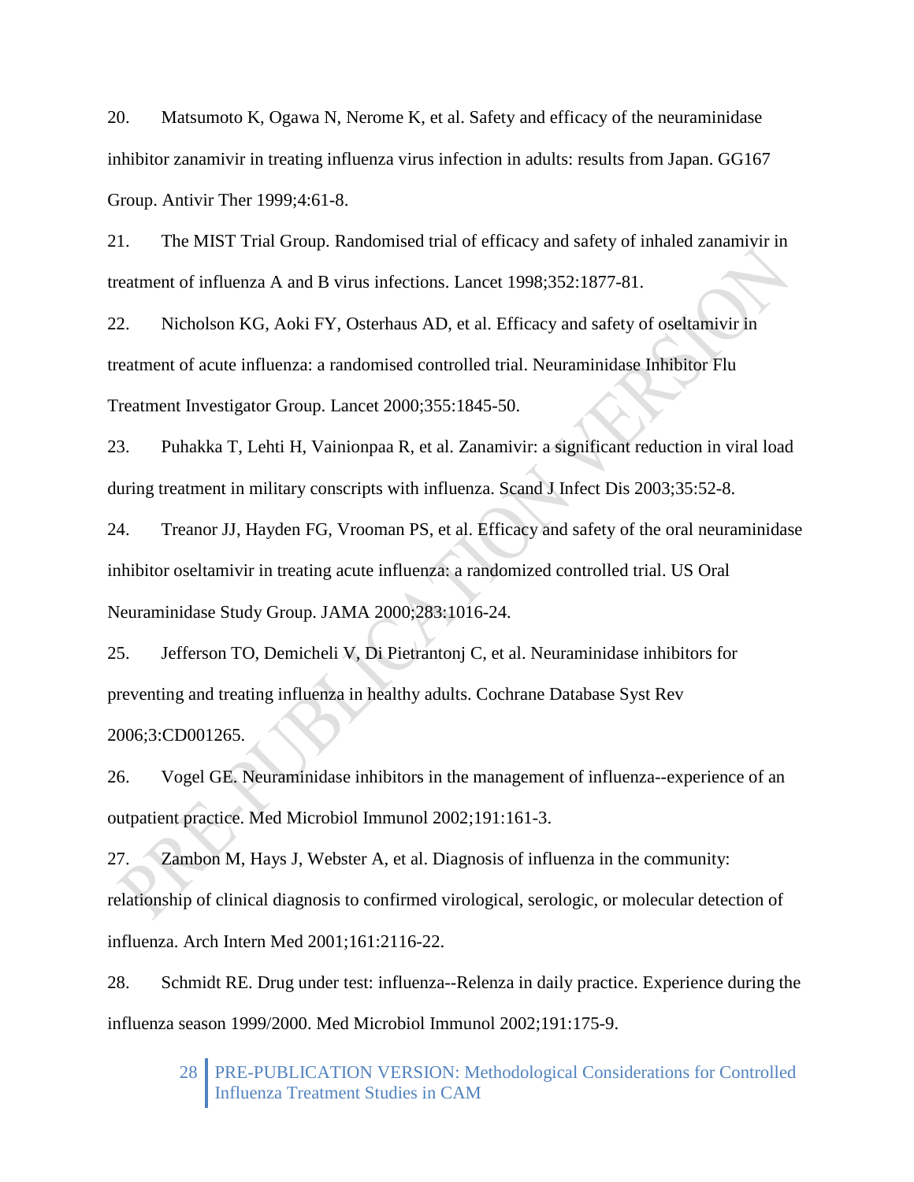20. Matsumoto K, Ogawa N, Nerome K, et al. Safety and efficacy of the neuraminidase inhibitor zanamivir in treating influenza virus infection in adults: results from Japan. GG167 Group. Antivir Ther 1999;4:61-8.

21. The MIST Trial Group. Randomised trial of efficacy and safety of inhaled zanamivir in treatment of influenza A and B virus infections. Lancet 1998;352:1877-81.

22. Nicholson KG, Aoki FY, Osterhaus AD, et al. Efficacy and safety of oseltamivir in treatment of acute influenza: a randomised controlled trial. Neuraminidase Inhibitor Flu Treatment Investigator Group. Lancet 2000;355:1845-50.

23. Puhakka T, Lehti H, Vainionpaa R, et al. Zanamivir: a significant reduction in viral load during treatment in military conscripts with influenza. Scand J Infect Dis 2003;35:52-8.

24. Treanor JJ, Hayden FG, Vrooman PS, et al. Efficacy and safety of the oral neuraminidase inhibitor oseltamivir in treating acute influenza: a randomized controlled trial. US Oral Neuraminidase Study Group. JAMA 2000;283:1016-24.

25. Jefferson TO, Demicheli V, Di Pietrantonj C, et al. Neuraminidase inhibitors for preventing and treating influenza in healthy adults. Cochrane Database Syst Rev 2006;3:CD001265.

26. Vogel GE. Neuraminidase inhibitors in the management of influenza--experience of an outpatient practice. Med Microbiol Immunol 2002;191:161-3.

27. Zambon M, Hays J, Webster A, et al. Diagnosis of influenza in the community: relationship of clinical diagnosis to confirmed virological, serologic, or molecular detection of influenza. Arch Intern Med 2001;161:2116-22.

28. Schmidt RE. Drug under test: influenza--Relenza in daily practice. Experience during the influenza season 1999/2000. Med Microbiol Immunol 2002;191:175-9.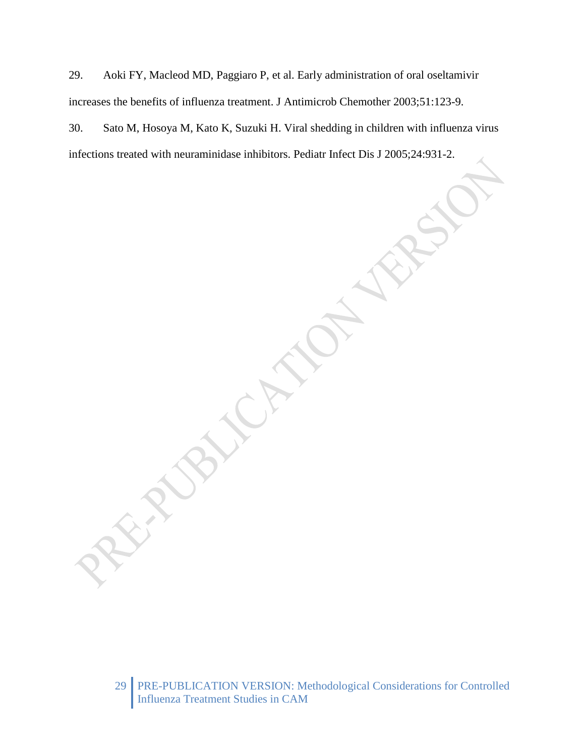29. Aoki FY, Macleod MD, Paggiaro P, et al. Early administration of oral oseltamivir increases the benefits of influenza treatment. J Antimicrob Chemother 2003;51:123-9.

30. Sato M, Hosoya M, Kato K, Suzuki H. Viral shedding in children with influenza virus infections treated with neuraminidase inhibitors. Pediatr Infect Dis J 2005;24:931-2.